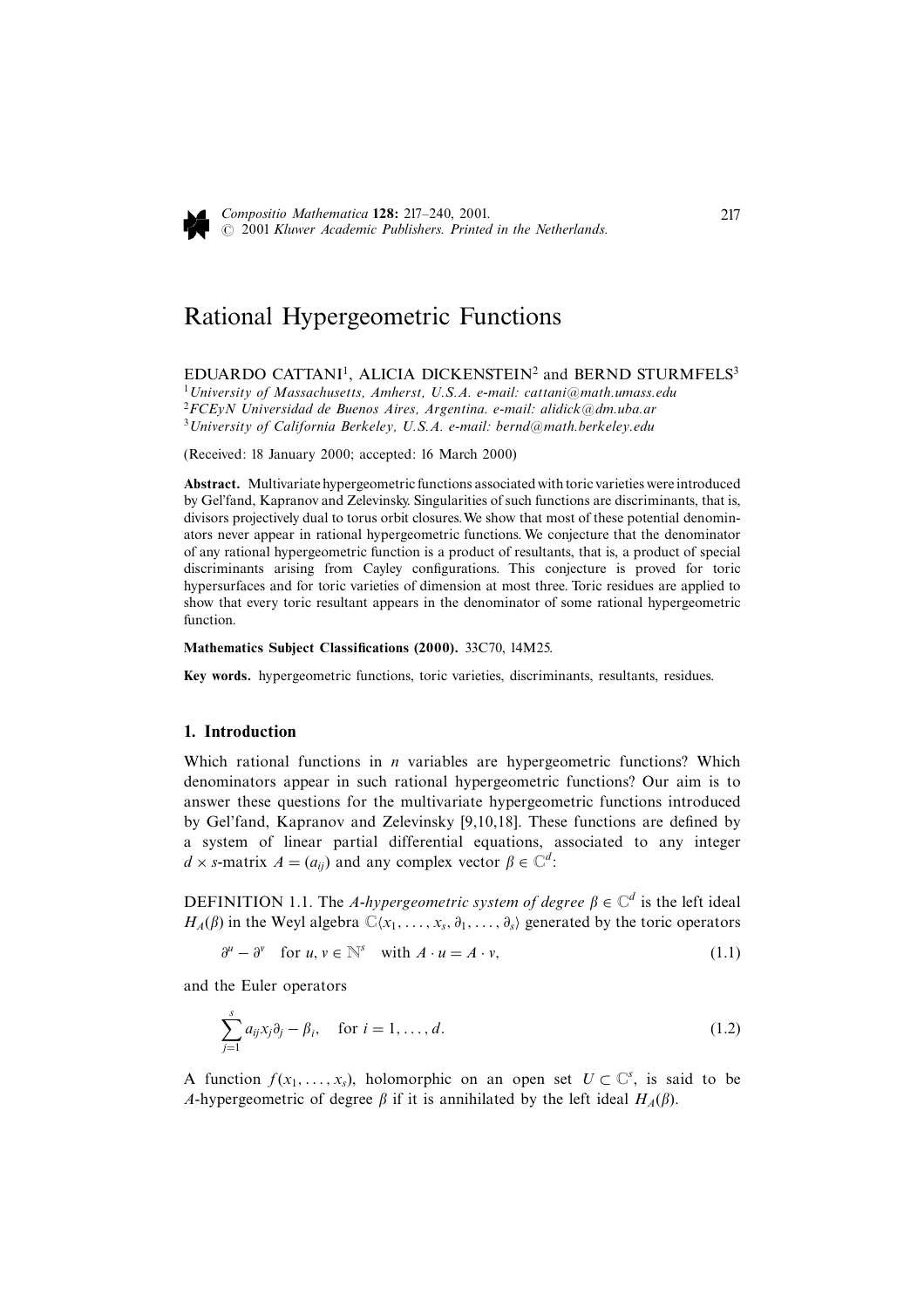# Rational Hypergeometric Functions

EDUARDO CATTANI[1], ALICIA DICKENSTEIN[2] and BERND STURMFELS[3]

[1] *University of Massachusetts, Amherst, U.S.A. e-mail: cattani@math.umass.edu*
[2] *FCEyN Universidad de Buenos Aires, Argentina. e-mail: alidick@dm.uba.ar*
[3] *University of California Berkeley, U.S.A. e-mail: bernd@math.berkeley.edu*

(Received: 18 January 2000; accepted: 16 March 2000)

**Abstract.** Multivariate hypergeometric functions associated with toric varieties were introduced by Gel'fand, Kapranov and Zelevinsky. Singularities of such functions are discriminants, that is, divisors projectively dual to torus orbit closures. We show that most of these potential denominators never appear in rational hypergeometric functions. We conjecture that the denominator of any rational hypergeometric function is a product of resultants, that is, a product of special discriminants arising from Cayley configurations. This conjecture is proved for toric hypersurfaces and for toric varieties of dimension at most three. Toric residues are applied to show that every toric resultant appears in the denominator of some rational hypergeometric function.

**Mathematics Subject Classifications (2000).** 33C70, 14M25.

**Key words.** hypergeometric functions, toric varieties, discriminants, resultants, residues.

## 1. Introduction

Which rational functions in $n$ variables are hypergeometric functions? Which denominators appear in such rational hypergeometric functions? Our aim is to answer these questions for the multivariate hypergeometric functions introduced by Gel'fand, Kapranov and Zelevinsky [9,10,18]. These functions are defined by a system of linear partial differential equations, associated to any integer $d \times s$-matrix $A = (a_{ij})$ and any complex vector $\beta \in \mathbb{C}^d$:

DEFINITION 1.1. The *A-hypergeometric system of degree* $\beta \in \mathbb{C}^d$ is the left ideal $H_A(\beta)$ in the Weyl algebra $\mathbb{C}\langle x_1, \ldots, x_s, \partial_1, \ldots, \partial_s \rangle$ generated by the toric operators

$$\partial^u - \partial^v \quad \text{for } u, v \in \mathbb{N}^s \quad \text{with } A \cdot u = A \cdot v, \tag{1.1}$$

and the Euler operators

$$\sum_{j=1}^{s} a_{ij} x_j \partial_j - \beta_i, \quad \text{for } i = 1, \ldots, d. \tag{1.2}$$

A function $f(x_1, \ldots, x_s)$, holomorphic on an open set $U \subset \mathbb{C}^s$, is said to be $A$-hypergeometric of degree $\beta$ if it is annihilated by the left ideal $H_A(\beta)$.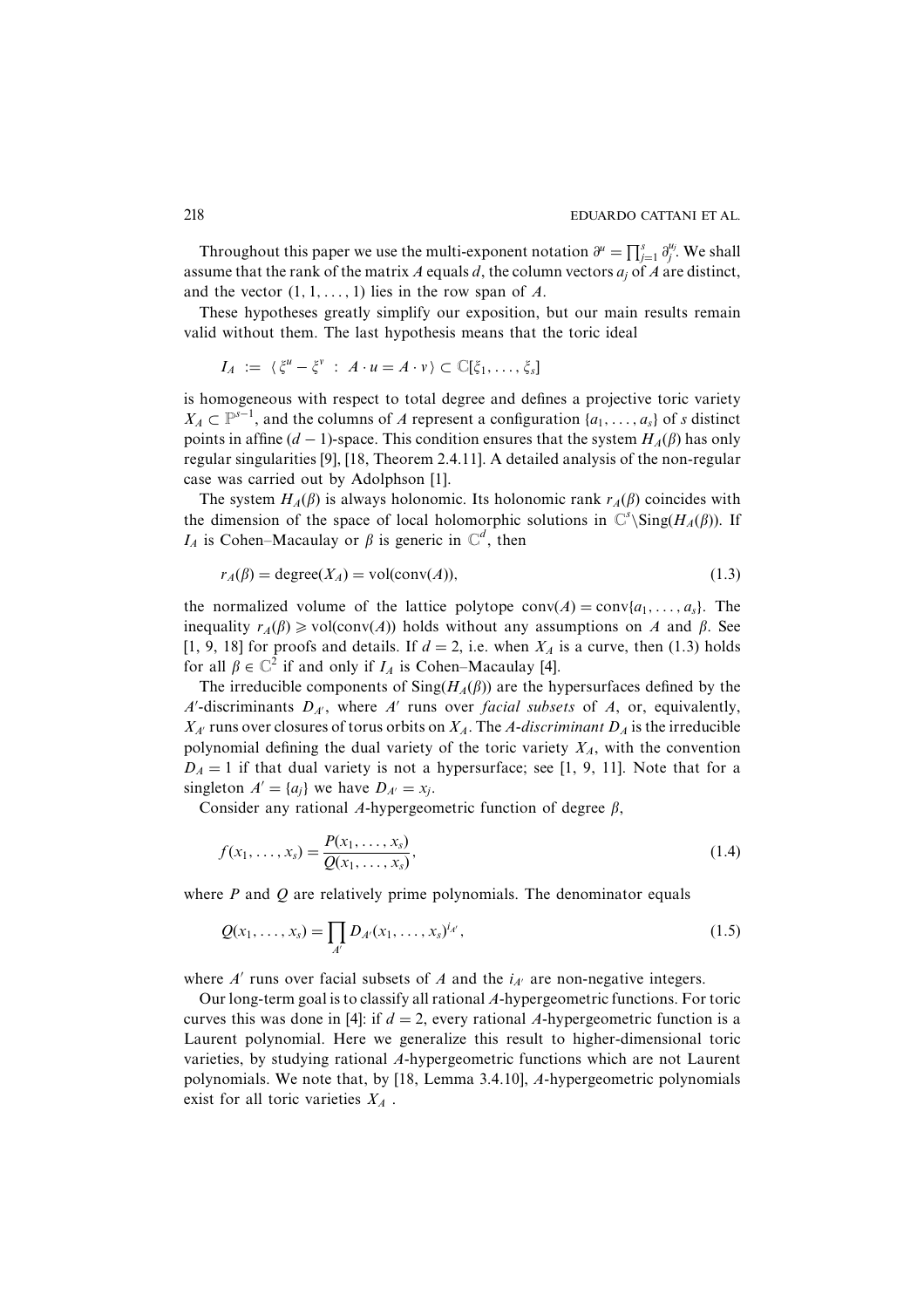Throughout this paper we use the multi-exponent notation $\partial^u = \prod_{j=1}^{s} \partial_j^{u_j}$. We shall assume that the rank of the matrix $A$ equals $d$, the column vectors $a_j$ of $A$ are distinct, and the vector $(1, 1, \ldots, 1)$ lies in the row span of $A$.

These hypotheses greatly simplify our exposition, but our main results remain valid without them. The last hypothesis means that the toric ideal

$$I_A \ := \ \langle\, \xi^u - \xi^v \ : \ A \cdot u = A \cdot v \,\rangle \subset \mathbb{C}[\xi_1, \ldots, \xi_s]$$

is homogeneous with respect to total degree and defines a projective toric variety $X_A \subset \mathbb{P}^{s-1}$, and the columns of $A$ represent a configuration $\{a_1, \ldots, a_s\}$ of $s$ distinct points in affine $(d-1)$-space. This condition ensures that the system $H_A(\beta)$ has only regular singularities [9], [18, Theorem 2.4.11]. A detailed analysis of the non-regular case was carried out by Adolphson [1].

The system $H_A(\beta)$ is always holonomic. Its holonomic rank $r_A(\beta)$ coincides with the dimension of the space of local holomorphic solutions in $\mathbb{C}^s \backslash \mathrm{Sing}(H_A(\beta))$. If $I_A$ is Cohen–Macaulay or $\beta$ is generic in $\mathbb{C}^d$, then

$$r_A(\beta) = \mathrm{degree}(X_A) = \mathrm{vol}(\mathrm{conv}(A)), \tag{1.3}$$

the normalized volume of the lattice polytope $\mathrm{conv}(A) = \mathrm{conv}\{a_1, \ldots, a_s\}$. The inequality $r_A(\beta) \geqslant \mathrm{vol}(\mathrm{conv}(A))$ holds without any assumptions on $A$ and $\beta$. See [1, 9, 18] for proofs and details. If $d = 2$, i.e. when $X_A$ is a curve, then (1.3) holds for all $\beta \in \mathbb{C}^2$ if and only if $I_A$ is Cohen–Macaulay [4].

The irreducible components of $\mathrm{Sing}(H_A(\beta))$ are the hypersurfaces defined by the $A'$-discriminants $D_{A'}$, where $A'$ runs over *facial subsets* of $A$, or, equivalently, $X_{A'}$ runs over closures of torus orbits on $X_A$. The *A-discriminant* $D_A$ is the irreducible polynomial defining the dual variety of the toric variety $X_A$, with the convention $D_A = 1$ if that dual variety is not a hypersurface; see [1, 9, 11]. Note that for a singleton $A' = \{a_j\}$ we have $D_{A'} = x_j$.

Consider any rational $A$-hypergeometric function of degree $\beta$,

$$f(x_1, \ldots, x_s) = \frac{P(x_1, \ldots, x_s)}{Q(x_1, \ldots, x_s)}, \tag{1.4}$$

where $P$ and $Q$ are relatively prime polynomials. The denominator equals

$$Q(x_1, \ldots, x_s) = \prod_{A'} D_{A'}(x_1, \ldots, x_s)^{i_{A'}}, \tag{1.5}$$

where $A'$ runs over facial subsets of $A$ and the $i_{A'}$ are non-negative integers.

Our long-term goal is to classify all rational $A$-hypergeometric functions. For toric curves this was done in [4]: if $d = 2$, every rational $A$-hypergeometric function is a Laurent polynomial. Here we generalize this result to higher-dimensional toric varieties, by studying rational $A$-hypergeometric functions which are not Laurent polynomials. We note that, by [18, Lemma 3.4.10], $A$-hypergeometric polynomials exist for all toric varieties $X_A$.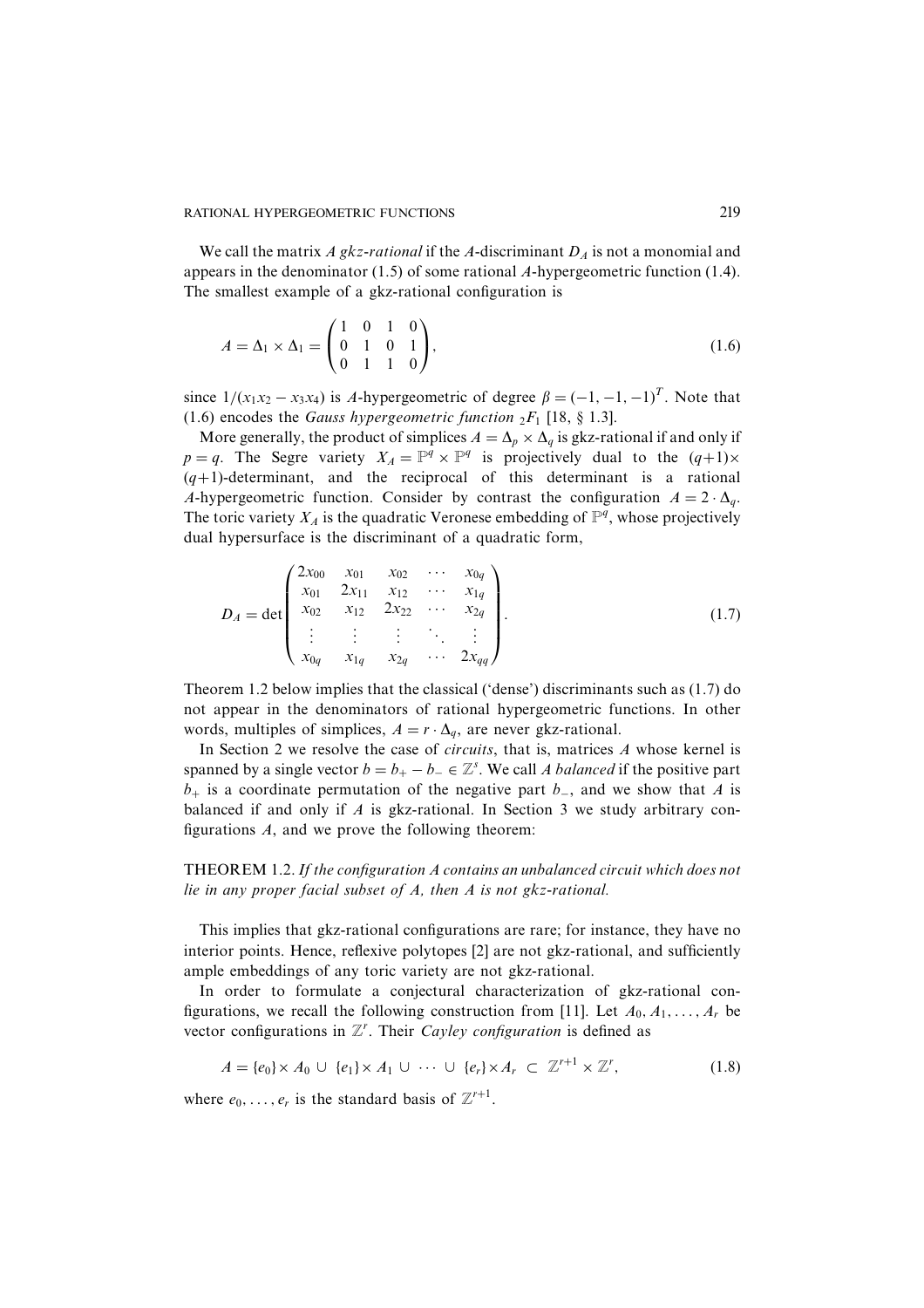We call the matrix $A$ *gkz-rational* if the $A$-discriminant $D_A$ is not a monomial and appears in the denominator (1.5) of some rational $A$-hypergeometric function (1.4). The smallest example of a gkz-rational configuration is

$$A = \Delta_1 \times \Delta_1 = \begin{pmatrix} 1 & 0 & 1 & 0 \\ 0 & 1 & 0 & 1 \\ 0 & 1 & 1 & 0 \end{pmatrix}, \tag{1.6}$$

since $1/(x_1x_2 - x_3x_4)$ is $A$-hypergeometric of degree $\beta = (-1, -1, -1)^T$. Note that (1.6) encodes the *Gauss hypergeometric function* ${}_2F_1$ [18, § 1.3].

More generally, the product of simplices $A = \Delta_p \times \Delta_q$ is gkz-rational if and only if $p = q$. The Segre variety $X_A = \mathbb{P}^q \times \mathbb{P}^q$ is projectively dual to the $(q+1)\times(q+1)$-determinant, and the reciprocal of this determinant is a rational $A$-hypergeometric function. Consider by contrast the configuration $A = 2 \cdot \Delta_q$. The toric variety $X_A$ is the quadratic Veronese embedding of $\mathbb{P}^q$, whose projectively dual hypersurface is the discriminant of a quadratic form,

$$D_A = \det \begin{pmatrix} 2x_{00} & x_{01} & x_{02} & \cdots & x_{0q} \\ x_{01} & 2x_{11} & x_{12} & \cdots & x_{1q} \\ x_{02} & x_{12} & 2x_{22} & \cdots & x_{2q} \\ \vdots & \vdots & \vdots & \ddots & \vdots \\ x_{0q} & x_{1q} & x_{2q} & \cdots & 2x_{qq} \end{pmatrix}. \tag{1.7}$$

Theorem 1.2 below implies that the classical ('dense') discriminants such as (1.7) do not appear in the denominators of rational hypergeometric functions. In other words, multiples of simplices, $A = r \cdot \Delta_q$, are never gkz-rational.

In Section 2 we resolve the case of *circuits*, that is, matrices $A$ whose kernel is spanned by a single vector $b = b_+ - b_- \in \mathbb{Z}^s$. We call $A$ *balanced* if the positive part $b_+$ is a coordinate permutation of the negative part $b_-$, and we show that $A$ is balanced if and only if $A$ is gkz-rational. In Section 3 we study arbitrary configurations $A$, and we prove the following theorem:

THEOREM 1.2. *If the configuration A contains an unbalanced circuit which does not lie in any proper facial subset of A, then A is not gkz-rational.*

This implies that gkz-rational configurations are rare; for instance, they have no interior points. Hence, reflexive polytopes [2] are not gkz-rational, and sufficiently ample embeddings of any toric variety are not gkz-rational.

In order to formulate a conjectural characterization of gkz-rational configurations, we recall the following construction from [11]. Let $A_0, A_1, \ldots, A_r$ be vector configurations in $\mathbb{Z}^r$. Their *Cayley configuration* is defined as

$$A = \{e_0\} \times A_0 \,\cup\, \{e_1\} \times A_1 \,\cup\, \cdots \,\cup\, \{e_r\} \times A_r \,\subset\, \mathbb{Z}^{r+1} \times \mathbb{Z}^r, \tag{1.8}$$

where $e_0, \ldots, e_r$ is the standard basis of $\mathbb{Z}^{r+1}$.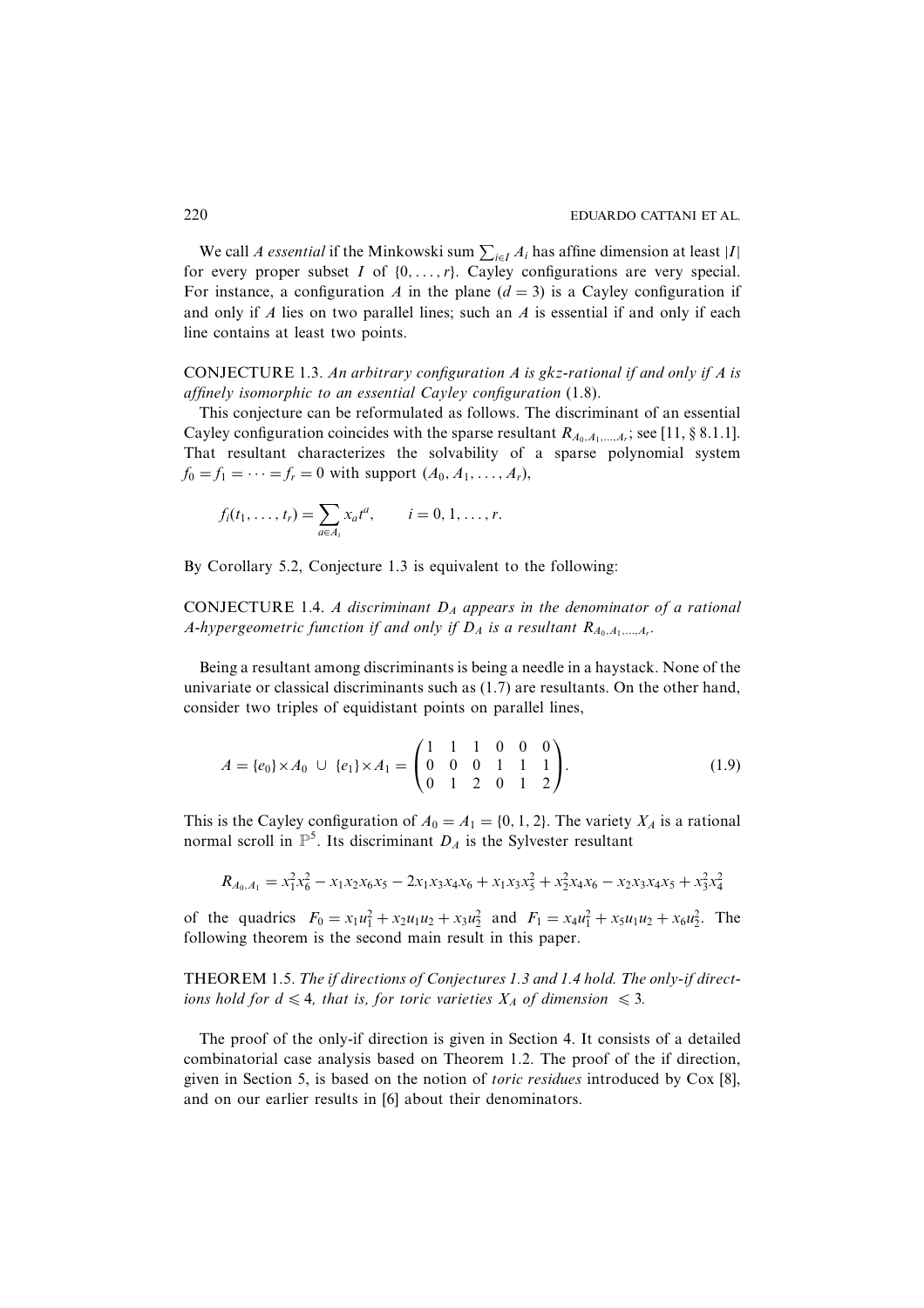We call *A essential* if the Minkowski sum $\sum_{i\in I} A_i$ has affine dimension at least $|I|$ for every proper subset $I$ of $\{0, \ldots, r\}$. Cayley configurations are very special. For instance, a configuration $A$ in the plane ($d = 3$) is a Cayley configuration if and only if $A$ lies on two parallel lines; such an $A$ is essential if and only if each line contains at least two points.

CONJECTURE 1.3. *An arbitrary configuration A is gkz-rational if and only if A is affinely isomorphic to an essential Cayley configuration* (1.8).

This conjecture can be reformulated as follows. The discriminant of an essential Cayley configuration coincides with the sparse resultant $R_{A_0,A_1,\ldots,A_r}$; see [11, § 8.1.1]. That resultant characterizes the solvability of a sparse polynomial system $f_0 = f_1 = \cdots = f_r = 0$ with support $(A_0, A_1, \ldots, A_r)$,

$$f_i(t_1, \ldots, t_r) = \sum_{a\in A_i} x_a t^a, \qquad i = 0, 1, \ldots, r.$$

By Corollary 5.2, Conjecture 1.3 is equivalent to the following:

CONJECTURE 1.4. *A discriminant $D_A$ appears in the denominator of a rational A-hypergeometric function if and only if $D_A$ is a resultant $R_{A_0,A_1,\ldots,A_r}$.*

Being a resultant among discriminants is being a needle in a haystack. None of the univariate or classical discriminants such as (1.7) are resultants. On the other hand, consider two triples of equidistant points on parallel lines,

$$A = \{e_0\}\times A_0 \;\cup\; \{e_1\}\times A_1 = \begin{pmatrix} 1 & 1 & 1 & 0 & 0 & 0 \\ 0 & 0 & 0 & 1 & 1 & 1 \\ 0 & 1 & 2 & 0 & 1 & 2 \end{pmatrix}. \tag{1.9}$$

This is the Cayley configuration of $A_0 = A_1 = \{0, 1, 2\}$. The variety $X_A$ is a rational normal scroll in $\mathbb{P}^5$. Its discriminant $D_A$ is the Sylvester resultant

$$R_{A_0,A_1} = x_1^2x_6^2 - x_1x_2x_6x_5 - 2x_1x_3x_4x_6 + x_1x_3x_5^2 + x_2^2x_4x_6 - x_2x_3x_4x_5 + x_3^2x_4^2$$

of the quadrics $F_0 = x_1u_1^2 + x_2u_1u_2 + x_3u_2^2$ and $F_1 = x_4u_1^2 + x_5u_1u_2 + x_6u_2^2$. The following theorem is the second main result in this paper.

THEOREM 1.5. *The if directions of Conjectures 1.3 and 1.4 hold. The only-if directions hold for $d \leqslant 4$, that is, for toric varieties $X_A$ of dimension $\leqslant 3$.*

The proof of the only-if direction is given in Section 4. It consists of a detailed combinatorial case analysis based on Theorem 1.2. The proof of the if direction, given in Section 5, is based on the notion of *toric residues* introduced by Cox [8], and on our earlier results in [6] about their denominators.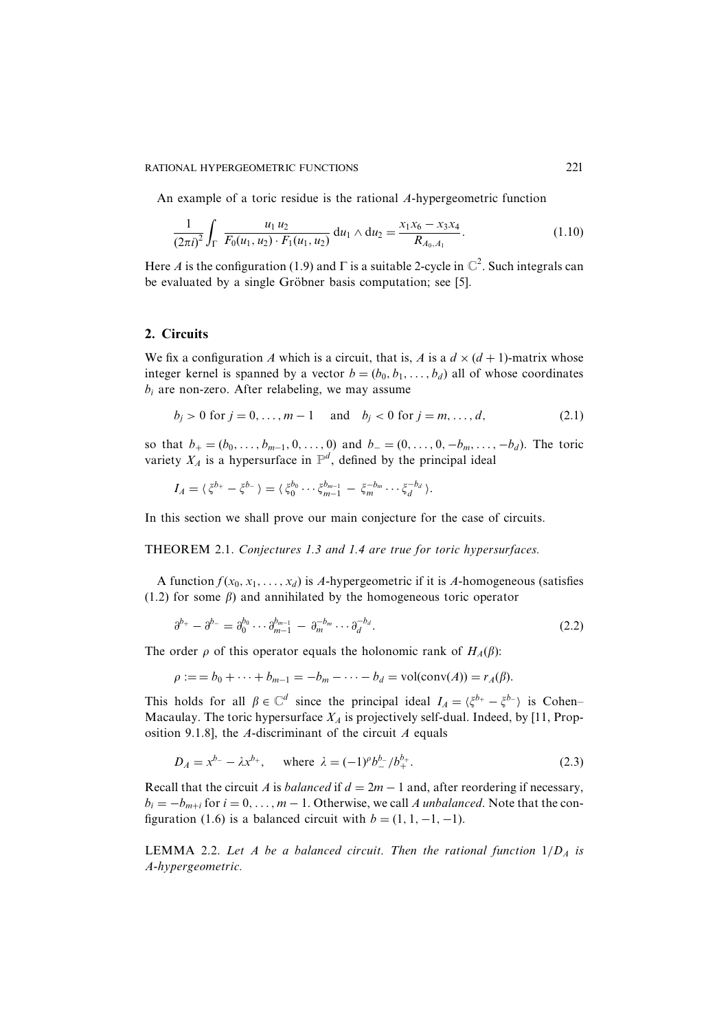An example of a toric residue is the rational $A$-hypergeometric function

$$\frac{1}{(2\pi i)^2}\int_\Gamma \frac{u_1 u_2}{F_0(u_1,u_2)\cdot F_1(u_1,u_2)}\,\mathrm{d}u_1\wedge \mathrm{d}u_2 = \frac{x_1x_6 - x_3x_4}{R_{A_0,A_1}}. \tag{1.10}$$

Here $A$ is the configuration (1.9) and $\Gamma$ is a suitable 2-cycle in $\mathbb{C}^2$. Such integrals can be evaluated by a single Gröbner basis computation; see [5].

## 2. Circuits

We fix a configuration $A$ which is a circuit, that is, $A$ is a $d\times(d+1)$-matrix whose integer kernel is spanned by a vector $b=(b_0,b_1,\ldots,b_d)$ all of whose coordinates $b_i$ are non-zero. After relabeling, we may assume

$$b_j > 0 \text{ for } j=0,\ldots,m-1 \quad \text{and} \quad b_j<0 \text{ for } j=m,\ldots,d, \tag{2.1}$$

so that $b_+=(b_0,\ldots,b_{m-1},0,\ldots,0)$ and $b_-=(0,\ldots,0,-b_m,\ldots,-b_d)$. The toric variety $X_A$ is a hypersurface in $\mathbb{P}^d$, defined by the principal ideal

$$I_A = \langle \xi^{b_+}-\xi^{b_-}\rangle = \langle \xi_0^{b_0}\cdots\xi_{m-1}^{b_{m-1}} - \xi_m^{-b_m}\cdots\xi_d^{-b_d}\rangle.$$

In this section we shall prove our main conjecture for the case of circuits.

THEOREM 2.1. *Conjectures 1.3 and 1.4 are true for toric hypersurfaces.*

A function $f(x_0,x_1,\ldots,x_d)$ is $A$-hypergeometric if it is $A$-homogeneous (satisfies (1.2) for some $\beta$) and annihilated by the homogeneous toric operator

$$\partial^{b_+}-\partial^{b_-} = \partial_0^{b_0}\cdots\partial_{m-1}^{b_{m-1}} - \partial_m^{-b_m}\cdots\partial_d^{-b_d}. \tag{2.2}$$

The order $\rho$ of this operator equals the holonomic rank of $H_A(\beta)$:

$$\rho := = b_0+\cdots+b_{m-1} = -b_m-\cdots-b_d = \mathrm{vol}(\mathrm{conv}(A)) = r_A(\beta).$$

This holds for all $\beta\in\mathbb{C}^d$ since the principal ideal $I_A=\langle\xi^{b_+}-\xi^{b_-}\rangle$ is Cohen–Macaulay. The toric hypersurface $X_A$ is projectively self-dual. Indeed, by [11, Proposition 9.1.8], the $A$-discriminant of the circuit $A$ equals

$$D_A = x^{b_-}-\lambda x^{b_+}, \quad \text{where } \lambda=(-1)^\rho b_-^{b_-}/b_+^{b_+}. \tag{2.3}$$

Recall that the circuit $A$ is *balanced* if $d=2m-1$ and, after reordering if necessary, $b_i=-b_{m+i}$ for $i=0,\ldots,m-1$. Otherwise, we call $A$ *unbalanced*. Note that the configuration (1.6) is a balanced circuit with $b=(1,1,-1,-1)$.

LEMMA 2.2. *Let $A$ be a balanced circuit. Then the rational function $1/D_A$ is $A$-hypergeometric.*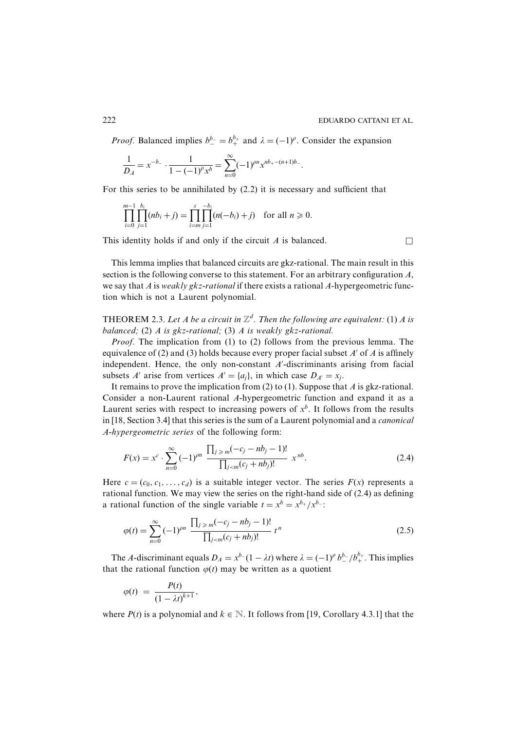*Proof.* Balanced implies $b_-^{b_-} = b_+^{b_+}$ and $\lambda = (-1)^\rho$. Consider the expansion

$$\frac{1}{D_A} = x^{-b_-} \cdot \frac{1}{1-(-1)^\rho x^b} = \sum_{n=0}^{\infty} (-1)^{\rho n} x^{nb_+ - (n+1)b_-}.$$

For this series to be annihilated by (2.2) it is necessary and sufficient that

$$\prod_{i=0}^{m-1} \prod_{j=1}^{b_i} (nb_i + j) = \prod_{i=m}^{s} \prod_{j=1}^{-b_i} (n(-b_i) + j) \quad \text{for all } n \geqslant 0.$$

This identity holds if and only if the circuit $A$ is balanced. $\square$

This lemma implies that balanced circuits are gkz-rational. The main result in this section is the following converse to this statement. For an arbitrary configuration $A$, we say that $A$ is *weakly gkz-rational* if there exists a rational $A$-hypergeometric function which is not a Laurent polynomial.

THEOREM 2.3. *Let $A$ be a circuit in $\mathbb{Z}^d$. Then the following are equivalent:* (1) *$A$ is balanced;* (2) *$A$ is gkz-rational;* (3) *$A$ is weakly gkz-rational.*

*Proof.* The implication from (1) to (2) follows from the previous lemma. The equivalence of (2) and (3) holds because every proper facial subset $A'$ of $A$ is affinely independent. Hence, the only non-constant $A'$-discriminants arising from facial subsets $A'$ arise from vertices $A' = \{a_j\}$, in which case $D_{A'} = x_j$.

It remains to prove the implication from (2) to (1). Suppose that $A$ is gkz-rational. Consider a non-Laurent rational $A$-hypergeometric function and expand it as a Laurent series with respect to increasing powers of $x^b$. It follows from the results in [18, Section 3.4] that this series is the sum of a Laurent polynomial and a *canonical $A$-hypergeometric series* of the following form:

$$F(x) = x^c \cdot \sum_{n=0}^{\infty} (-1)^{\rho n} \frac{\prod_{j \geqslant m} (-c_j - nb_j - 1)!}{\prod_{j<m} (c_j + nb_j)!} x^{nb}. \tag{2.4}$$

Here $c = (c_0, c_1, \ldots, c_d)$ is a suitable integer vector. The series $F(x)$ represents a rational function. We may view the series on the right-hand side of (2.4) as defining a rational function of the single variable $t = x^b = x^{b_+}/x^{b_-}$:

$$\varphi(t) = \sum_{n=0}^{\infty} (-1)^{\rho n} \frac{\prod_{j \geqslant m} (-c_j - nb_j - 1)!}{\prod_{j<m} (c_j + nb_j)!} t^n \tag{2.5}$$

The $A$-discriminant equals $D_A = x^{b_-}(1 - \lambda t)$ where $\lambda = (-1)^\rho b_-^{b_-}/b_+^{b_+}$. This implies that the rational function $\varphi(t)$ may be written as a quotient

$$\varphi(t) = \frac{P(t)}{(1-\lambda t)^{k+1}},$$

where $P(t)$ is a polynomial and $k \in \mathbb{N}$. It follows from [19, Corollary 4.3.1] that the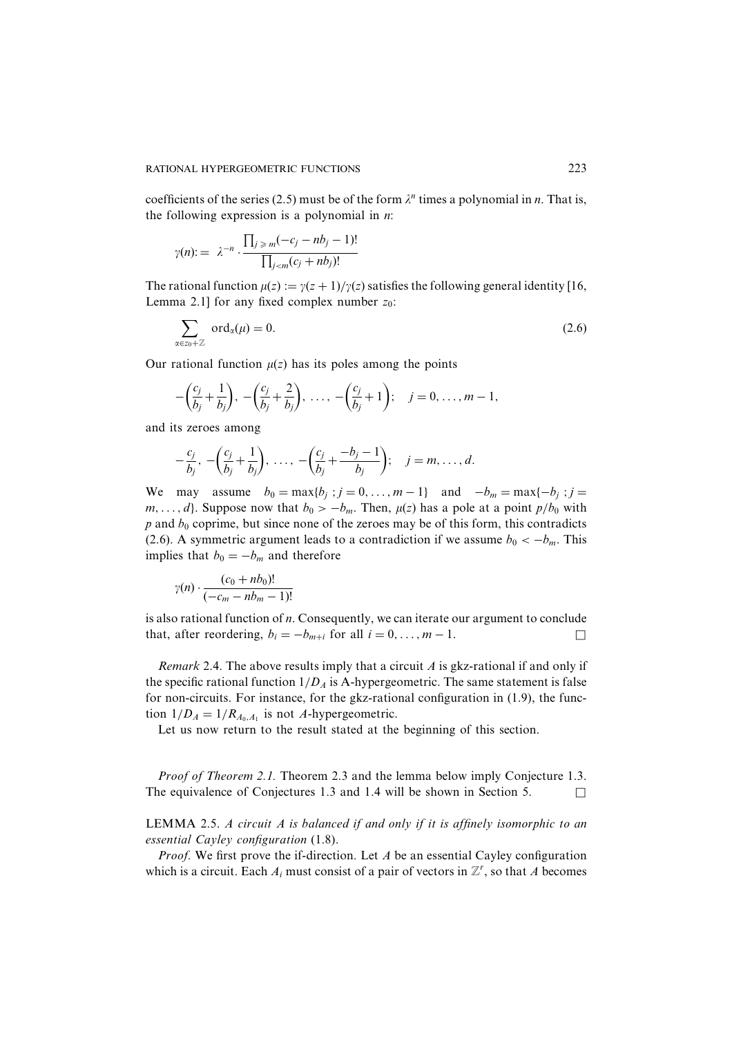coefficients of the series (2.5) must be of the form $\lambda^n$ times a polynomial in $n$. That is, the following expression is a polynomial in $n$:

$$\gamma(n) := \lambda^{-n} \cdot \frac{\prod_{j \geqslant m}(-c_j - nb_j - 1)!}{\prod_{j<m}(c_j + nb_j)!}$$

The rational function $\mu(z) := \gamma(z+1)/\gamma(z)$ satisfies the following general identity [16, Lemma 2.1] for any fixed complex number $z_0$:

$$\sum_{\alpha \in z_0 + \mathbb{Z}} \operatorname{ord}_\alpha(\mu) = 0. \tag{2.6}$$

Our rational function $\mu(z)$ has its poles among the points

$$-\left(\frac{c_j}{b_j} + \frac{1}{b_j}\right),\ -\left(\frac{c_j}{b_j} + \frac{2}{b_j}\right),\ \ldots,\ -\left(\frac{c_j}{b_j} + 1\right);\quad j = 0, \ldots, m-1,$$

and its zeroes among

$$-\frac{c_j}{b_j},\ -\left(\frac{c_j}{b_j} + \frac{1}{b_j}\right),\ \ldots,\ -\left(\frac{c_j}{b_j} + \frac{-b_j - 1}{b_j}\right);\quad j = m, \ldots, d.$$

We may assume $b_0 = \max\{b_j\ ; j = 0, \ldots, m-1\}$ and $-b_m = \max\{-b_j\ ; j = m, \ldots, d\}$. Suppose now that $b_0 > -b_m$. Then, $\mu(z)$ has a pole at a point $p/b_0$ with $p$ and $b_0$ coprime, but since none of the zeroes may be of this form, this contradicts (2.6). A symmetric argument leads to a contradiction if we assume $b_0 < -b_m$. This implies that $b_0 = -b_m$ and therefore

$$\gamma(n) \cdot \frac{(c_0 + nb_0)!}{(-c_m - nb_m - 1)!}$$

is also rational function of $n$. Consequently, we can iterate our argument to conclude that, after reordering, $b_i = -b_{m+i}$ for all $i = 0, \ldots, m-1$. $\square$

*Remark* 2.4. The above results imply that a circuit $A$ is gkz-rational if and only if the specific rational function $1/D_A$ is A-hypergeometric. The same statement is false for non-circuits. For instance, for the gkz-rational configuration in (1.9), the function $1/D_A = 1/R_{A_0, A_1}$ is not $A$-hypergeometric.

Let us now return to the result stated at the beginning of this section.

*Proof of Theorem 2.1.* Theorem 2.3 and the lemma below imply Conjecture 1.3. The equivalence of Conjectures 1.3 and 1.4 will be shown in Section 5. $\square$

LEMMA 2.5. *A circuit A is balanced if and only if it is affinely isomorphic to an essential Cayley configuration* (1.8).

*Proof.* We first prove the if-direction. Let $A$ be an essential Cayley configuration which is a circuit. Each $A_i$ must consist of a pair of vectors in $\mathbb{Z}^r$, so that $A$ becomes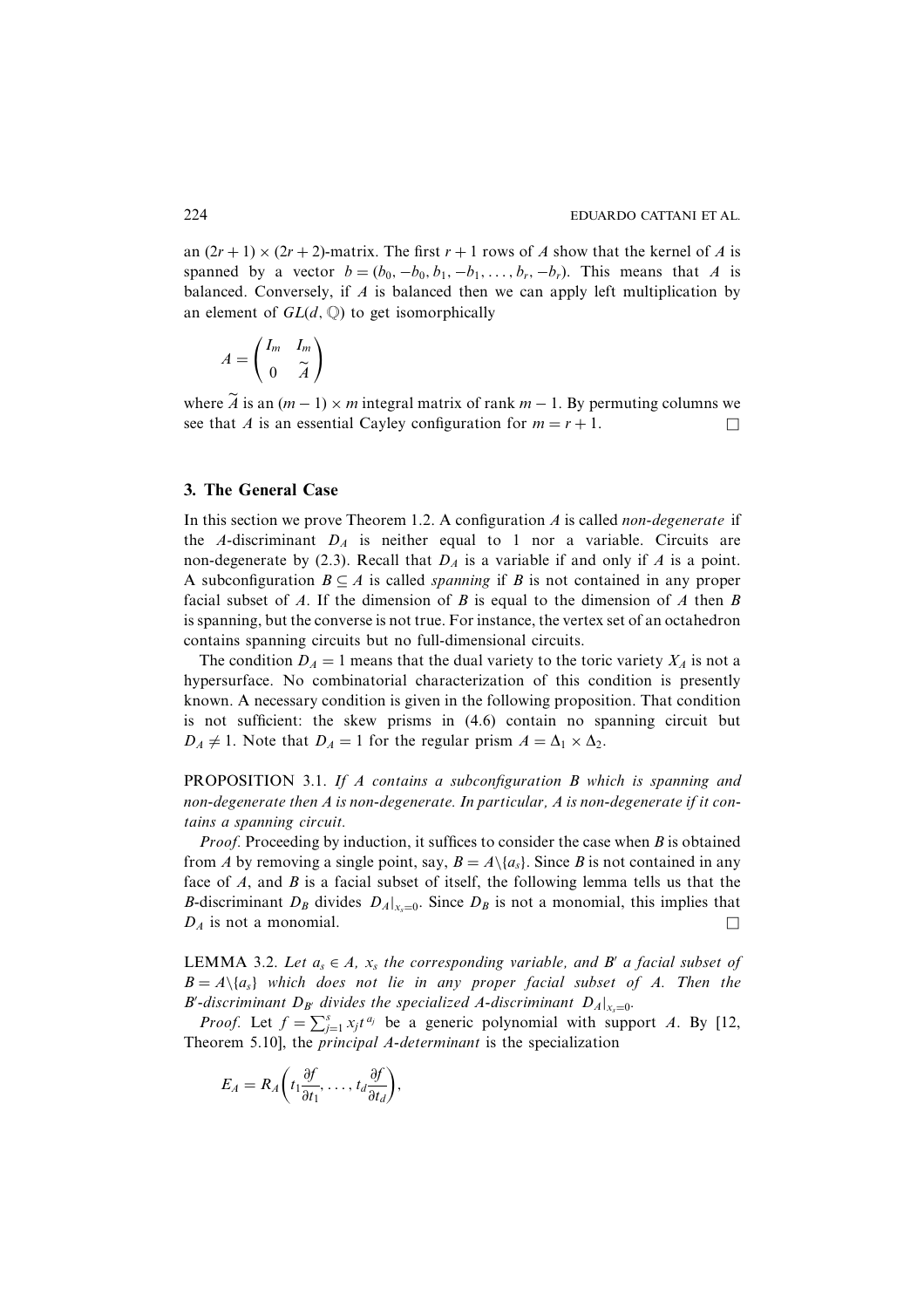an $(2r+1) \times (2r+2)$-matrix. The first $r+1$ rows of $A$ show that the kernel of $A$ is spanned by a vector $b = (b_0, -b_0, b_1, -b_1, \ldots, b_r, -b_r)$. This means that $A$ is balanced. Conversely, if $A$ is balanced then we can apply left multiplication by an element of $GL(d, \mathbb{Q})$ to get isomorphically

$$A = \begin{pmatrix} I_m & I_m \\ 0 & \widetilde{A} \end{pmatrix}$$

where $\widetilde{A}$ is an $(m-1) \times m$ integral matrix of rank $m-1$. By permuting columns we see that $A$ is an essential Cayley configuration for $m = r+1$. $\square$

## 3. The General Case

In this section we prove Theorem 1.2. A configuration $A$ is called *non-degenerate* if the $A$-discriminant $D_A$ is neither equal to 1 nor a variable. Circuits are non-degenerate by (2.3). Recall that $D_A$ is a variable if and only if $A$ is a point. A subconfiguration $B \subseteq A$ is called *spanning* if $B$ is not contained in any proper facial subset of $A$. If the dimension of $B$ is equal to the dimension of $A$ then $B$ is spanning, but the converse is not true. For instance, the vertex set of an octahedron contains spanning circuits but no full-dimensional circuits.

The condition $D_A = 1$ means that the dual variety to the toric variety $X_A$ is not a hypersurface. No combinatorial characterization of this condition is presently known. A necessary condition is given in the following proposition. That condition is not sufficient: the skew prisms in (4.6) contain no spanning circuit but $D_A \neq 1$. Note that $D_A = 1$ for the regular prism $A = \Delta_1 \times \Delta_2$.

PROPOSITION 3.1. *If $A$ contains a subconfiguration $B$ which is spanning and non-degenerate then $A$ is non-degenerate. In particular, $A$ is non-degenerate if it contains a spanning circuit.*

*Proof.* Proceeding by induction, it suffices to consider the case when $B$ is obtained from $A$ by removing a single point, say, $B = A \backslash \{a_s\}$. Since $B$ is not contained in any face of $A$, and $B$ is a facial subset of itself, the following lemma tells us that the $B$-discriminant $D_B$ divides $D_A|_{x_s=0}$. Since $D_B$ is not a monomial, this implies that $D_A$ is not a monomial. $\square$

LEMMA 3.2. *Let $a_s \in A$, $x_s$ the corresponding variable, and $B'$ a facial subset of $B = A \backslash \{a_s\}$ which does not lie in any proper facial subset of $A$. Then the $B'$-discriminant $D_{B'}$ divides the specialized $A$-discriminant $D_A|_{x_s=0}$.*

*Proof.* Let $f = \sum_{j=1}^{s} x_j t^{a_j}$ be a generic polynomial with support $A$. By [12, Theorem 5.10], the *principal $A$-determinant* is the specialization

$$E_A = R_A\left(t_1 \frac{\partial f}{\partial t_1}, \ldots, t_d \frac{\partial f}{\partial t_d}\right),$$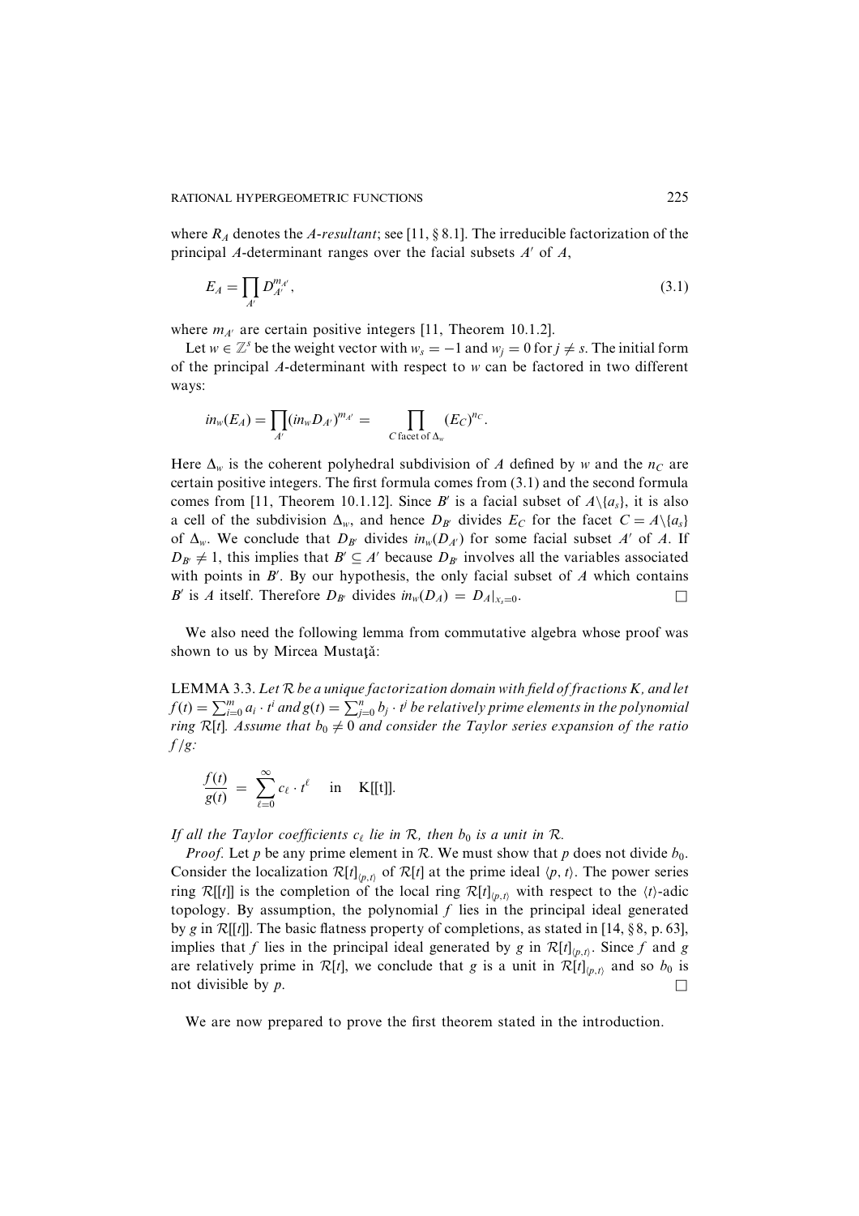where $R_A$ denotes the *A-resultant*; see [11, § 8.1]. The irreducible factorization of the principal $A$-determinant ranges over the facial subsets $A'$ of $A$,

$$E_A = \prod_{A'} D_{A'}^{m_{A'}}, \tag{3.1}$$

where $m_{A'}$ are certain positive integers [11, Theorem 10.1.2].

Let $w \in \mathbb{Z}^s$ be the weight vector with $w_s = -1$ and $w_j = 0$ for $j \neq s$. The initial form of the principal $A$-determinant with respect to $w$ can be factored in two different ways:

$$in_w(E_A) = \prod_{A'} (in_w D_{A'})^{m_{A'}} = \prod_{C \text{ facet of } \Delta_w} (E_C)^{n_C}.$$

Here $\Delta_w$ is the coherent polyhedral subdivision of $A$ defined by $w$ and the $n_C$ are certain positive integers. The first formula comes from (3.1) and the second formula comes from [11, Theorem 10.1.12]. Since $B'$ is a facial subset of $A \backslash \{a_s\}$, it is also a cell of the subdivision $\Delta_w$, and hence $D_{B'}$ divides $E_C$ for the facet $C = A \backslash \{a_s\}$ of $\Delta_w$. We conclude that $D_{B'}$ divides $in_w(D_{A'})$ for some facial subset $A'$ of $A$. If $D_{B'} \neq 1$, this implies that $B' \subseteq A'$ because $D_{B'}$ involves all the variables associated with points in $B'$. By our hypothesis, the only facial subset of $A$ which contains $B'$ is $A$ itself. Therefore $D_{B'}$ divides $in_w(D_A) = D_A|_{x_s=0}$. □

We also need the following lemma from commutative algebra whose proof was shown to us by Mircea Mustaţă:

LEMMA 3.3. *Let $\mathcal{R}$ be a unique factorization domain with field of fractions K, and let $f(t) = \sum_{i=0}^m a_i \cdot t^i$ and $g(t) = \sum_{j=0}^n b_j \cdot t^j$ be relatively prime elements in the polynomial ring $\mathcal{R}[t]$. Assume that $b_0 \neq 0$ and consider the Taylor series expansion of the ratio $f/g$:*

$$\frac{f(t)}{g(t)} = \sum_{\ell=0}^{\infty} c_\ell \cdot t^\ell \quad \text{in} \quad \mathrm{K[[t]]}.$$

*If all the Taylor coefficients $c_\ell$ lie in $\mathcal{R}$, then $b_0$ is a unit in $\mathcal{R}$.*

*Proof.* Let $p$ be any prime element in $\mathcal{R}$. We must show that $p$ does not divide $b_0$. Consider the localization $\mathcal{R}[t]_{\langle p,t \rangle}$ of $\mathcal{R}[t]$ at the prime ideal $\langle p, t \rangle$. The power series ring $\mathcal{R}[[t]]$ is the completion of the local ring $\mathcal{R}[t]_{\langle p,t \rangle}$ with respect to the $\langle t \rangle$-adic topology. By assumption, the polynomial $f$ lies in the principal ideal generated by $g$ in $\mathcal{R}[[t]]$. The basic flatness property of completions, as stated in [14, § 8, p. 63], implies that $f$ lies in the principal ideal generated by $g$ in $\mathcal{R}[t]_{\langle p,t \rangle}$. Since $f$ and $g$ are relatively prime in $\mathcal{R}[t]$, we conclude that $g$ is a unit in $\mathcal{R}[t]_{\langle p,t \rangle}$ and so $b_0$ is not divisible by $p$. □

We are now prepared to prove the first theorem stated in the introduction.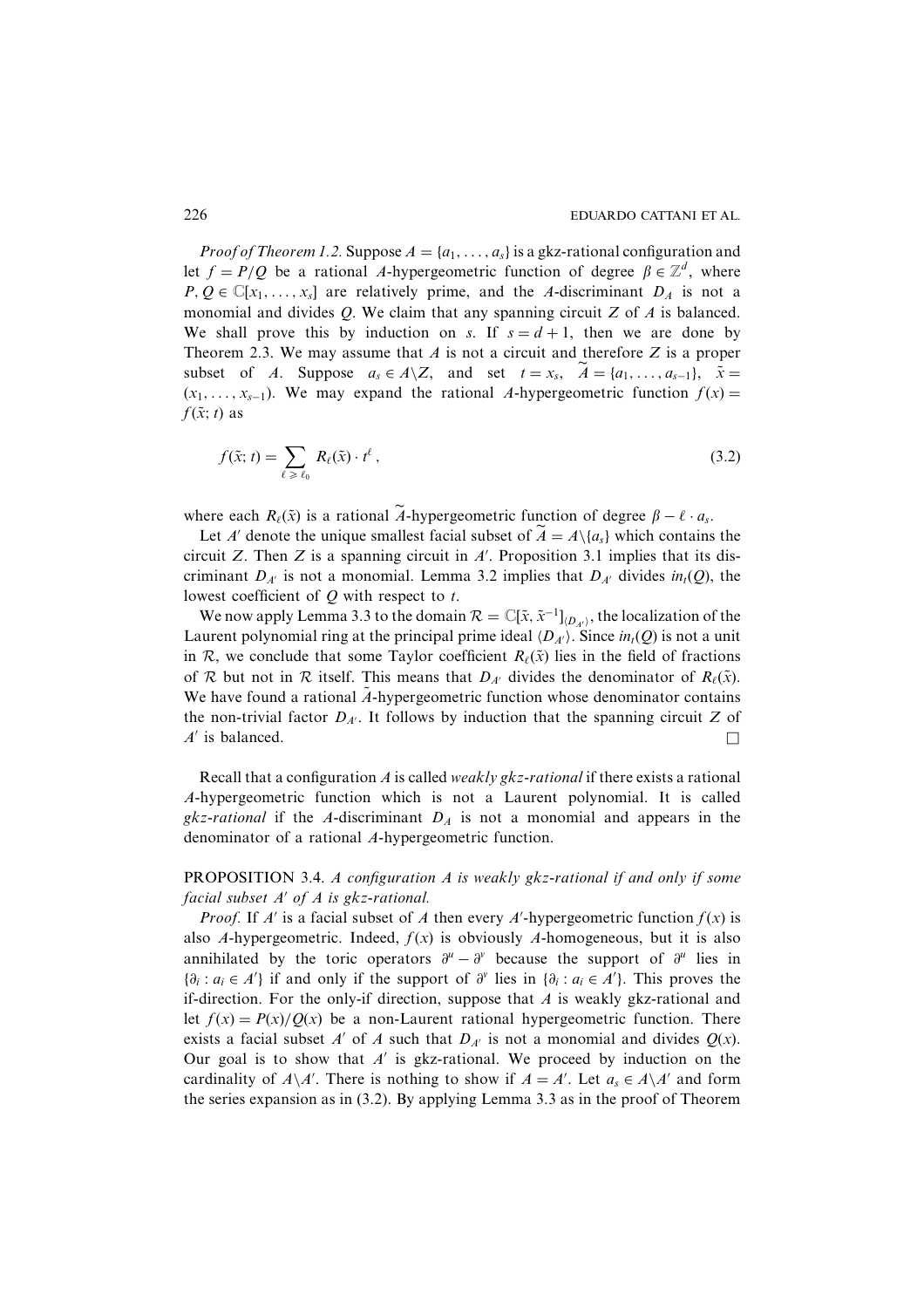*Proof of Theorem 1.2.* Suppose $A = \{a_1, \ldots, a_s\}$ is a gkz-rational configuration and let $f = P/Q$ be a rational $A$-hypergeometric function of degree $\beta \in \mathbb{Z}^d$, where $P, Q \in \mathbb{C}[x_1, \ldots, x_s]$ are relatively prime, and the $A$-discriminant $D_A$ is not a monomial and divides $Q$. We claim that any spanning circuit $Z$ of $A$ is balanced. We shall prove this by induction on $s$. If $s = d+1$, then we are done by Theorem 2.3. We may assume that $A$ is not a circuit and therefore $Z$ is a proper subset of $A$. Suppose $a_s \in A \backslash Z$, and set $t = x_s$, $\widetilde{A} = \{a_1, \ldots, a_{s-1}\}$, $\tilde{x} = (x_1, \ldots, x_{s-1})$. We may expand the rational $A$-hypergeometric function $f(x) = f(\tilde{x}; t)$ as

$$f(\tilde{x}; t) = \sum_{\ell \geqslant \ell_0} R_\ell(\tilde{x}) \cdot t^\ell, \tag{3.2}$$

where each $R_\ell(\tilde{x})$ is a rational $\widetilde{A}$-hypergeometric function of degree $\beta - \ell \cdot a_s$.

Let $A'$ denote the unique smallest facial subset of $\widetilde{A} = A \backslash \{a_s\}$ which contains the circuit $Z$. Then $Z$ is a spanning circuit in $A'$. Proposition 3.1 implies that its discriminant $D_{A'}$ is not a monomial. Lemma 3.2 implies that $D_{A'}$ divides $in_t(Q)$, the lowest coefficient of $Q$ with respect to $t$.

We now apply Lemma 3.3 to the domain $\mathcal{R} = \mathbb{C}[\tilde{x}, \tilde{x}^{-1}]_{\langle D_{A'} \rangle}$, the localization of the Laurent polynomial ring at the principal prime ideal $\langle D_{A'} \rangle$. Since $in_t(Q)$ is not a unit in $\mathcal{R}$, we conclude that some Taylor coefficient $R_\ell(\tilde{x})$ lies in the field of fractions of $\mathcal{R}$ but not in $\mathcal{R}$ itself. This means that $D_{A'}$ divides the denominator of $R_\ell(\tilde{x})$. We have found a rational $\tilde{A}$-hypergeometric function whose denominator contains the non-trivial factor $D_{A'}$. It follows by induction that the spanning circuit $Z$ of $A'$ is balanced. $\square$

Recall that a configuration $A$ is called *weakly gkz-rational* if there exists a rational $A$-hypergeometric function which is not a Laurent polynomial. It is called *gkz-rational* if the $A$-discriminant $D_A$ is not a monomial and appears in the denominator of a rational $A$-hypergeometric function.

PROPOSITION 3.4. *A configuration $A$ is weakly gkz-rational if and only if some facial subset $A'$ of $A$ is gkz-rational.*

*Proof.* If $A'$ is a facial subset of $A$ then every $A'$-hypergeometric function $f(x)$ is also $A$-hypergeometric. Indeed, $f(x)$ is obviously $A$-homogeneous, but it is also annihilated by the toric operators $\partial^u - \partial^v$ because the support of $\partial^u$ lies in $\{\partial_i : a_i \in A'\}$ if and only if the support of $\partial^v$ lies in $\{\partial_i : a_i \in A'\}$. This proves the if-direction. For the only-if direction, suppose that $A$ is weakly gkz-rational and let $f(x) = P(x)/Q(x)$ be a non-Laurent rational hypergeometric function. There exists a facial subset $A'$ of $A$ such that $D_{A'}$ is not a monomial and divides $Q(x)$. Our goal is to show that $A'$ is gkz-rational. We proceed by induction on the cardinality of $A \backslash A'$. There is nothing to show if $A = A'$. Let $a_s \in A \backslash A'$ and form the series expansion as in (3.2). By applying Lemma 3.3 as in the proof of Theorem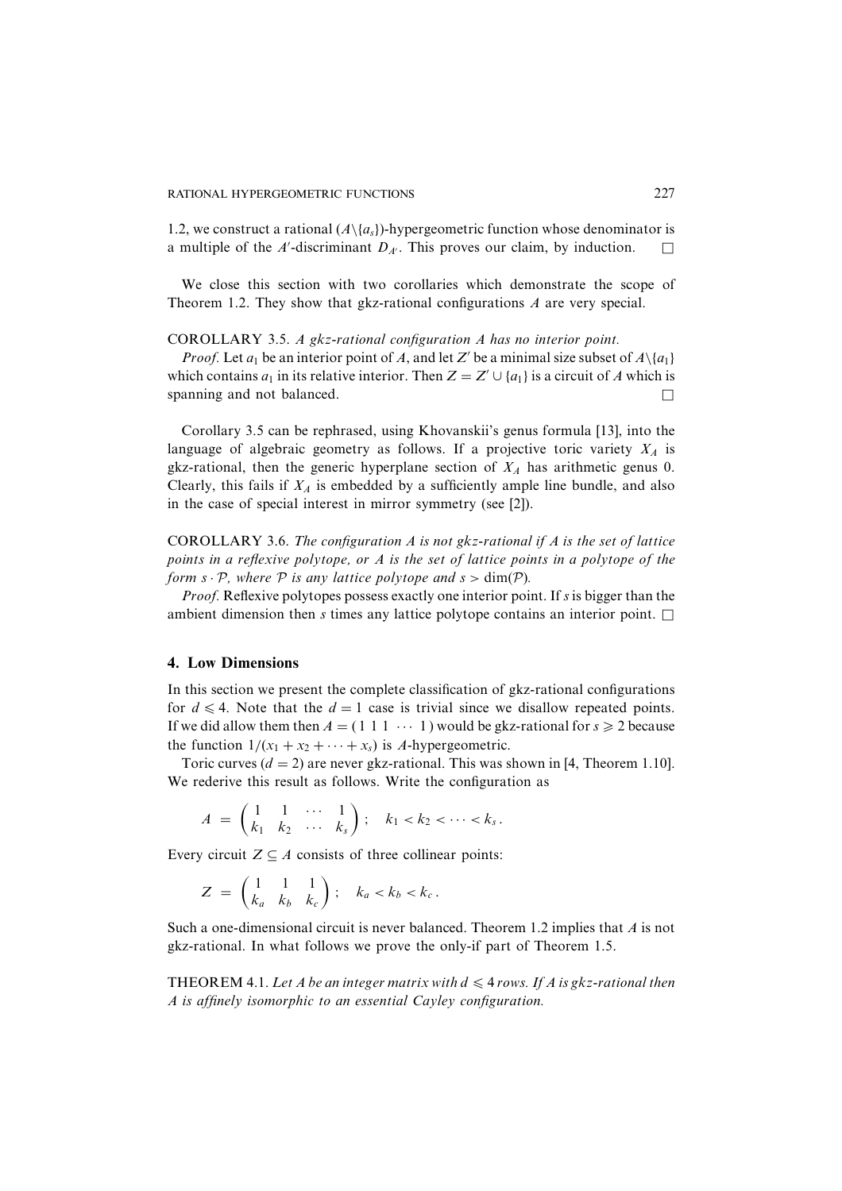1.2, we construct a rational $(A\backslash\{a_s\})$-hypergeometric function whose denominator is a multiple of the $A'$-discriminant $D_{A'}$. This proves our claim, by induction. $\square$

We close this section with two corollaries which demonstrate the scope of Theorem 1.2. They show that gkz-rational configurations $A$ are very special.

COROLLARY 3.5. *A gkz-rational configuration A has no interior point.*

*Proof.* Let $a_1$ be an interior point of $A$, and let $Z'$ be a minimal size subset of $A\backslash\{a_1\}$ which contains $a_1$ in its relative interior. Then $Z = Z' \cup \{a_1\}$ is a circuit of $A$ which is spanning and not balanced. $\square$

Corollary 3.5 can be rephrased, using Khovanskii's genus formula [13], into the language of algebraic geometry as follows. If a projective toric variety $X_A$ is gkz-rational, then the generic hyperplane section of $X_A$ has arithmetic genus 0. Clearly, this fails if $X_A$ is embedded by a sufficiently ample line bundle, and also in the case of special interest in mirror symmetry (see [2]).

COROLLARY 3.6. *The configuration A is not gkz-rational if A is the set of lattice points in a reflexive polytope, or A is the set of lattice points in a polytope of the form $s \cdot \mathcal{P}$, where $\mathcal{P}$ is any lattice polytope and $s > \dim(\mathcal{P})$.*

*Proof.* Reflexive polytopes possess exactly one interior point. If $s$ is bigger than the ambient dimension then $s$ times any lattice polytope contains an interior point. $\square$

## 4. Low Dimensions

In this section we present the complete classification of gkz-rational configurations for $d \leqslant 4$. Note that the $d = 1$ case is trivial since we disallow repeated points. If we did allow them then $A = (1\ 1\ 1\ \cdots\ 1)$ would be gkz-rational for $s \geqslant 2$ because the function $1/(x_1 + x_2 + \cdots + x_s)$ is $A$-hypergeometric.

Toric curves ($d = 2$) are never gkz-rational. This was shown in [4, Theorem 1.10]. We rederive this result as follows. Write the configuration as

$$A = \begin{pmatrix} 1 & 1 & \cdots & 1 \\ k_1 & k_2 & \cdots & k_s \end{pmatrix}; \quad k_1 < k_2 < \cdots < k_s.$$

Every circuit $Z \subseteq A$ consists of three collinear points:

$$Z = \begin{pmatrix} 1 & 1 & 1 \\ k_a & k_b & k_c \end{pmatrix}; \quad k_a < k_b < k_c.$$

Such a one-dimensional circuit is never balanced. Theorem 1.2 implies that $A$ is not gkz-rational. In what follows we prove the only-if part of Theorem 1.5.

THEOREM 4.1. *Let A be an integer matrix with $d \leqslant 4$ rows. If A is gkz-rational then A is affinely isomorphic to an essential Cayley configuration.*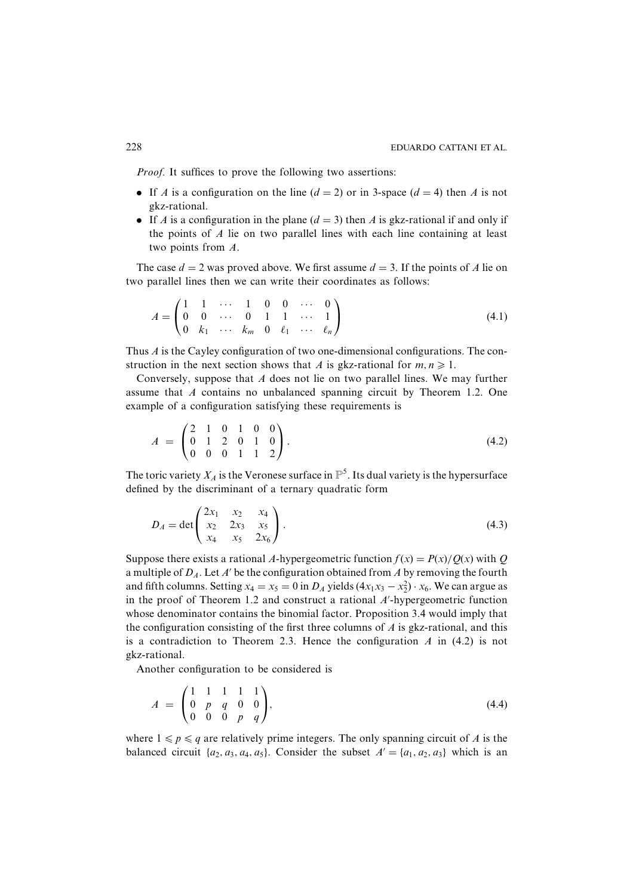*Proof.* It suffices to prove the following two assertions:

- If $A$ is a configuration on the line ($d = 2$) or in 3-space ($d = 4$) then $A$ is not gkz-rational.
- If $A$ is a configuration in the plane ($d = 3$) then $A$ is gkz-rational if and only if the points of $A$ lie on two parallel lines with each line containing at least two points from $A$.

The case $d = 2$ was proved above. We first assume $d = 3$. If the points of $A$ lie on two parallel lines then we can write their coordinates as follows:

$$A = \begin{pmatrix} 1 & 1 & \cdots & 1 & 0 & 0 & \cdots & 0 \\ 0 & 0 & \cdots & 0 & 1 & 1 & \cdots & 1 \\ 0 & k_1 & \cdots & k_m & 0 & \ell_1 & \cdots & \ell_n \end{pmatrix} \tag{4.1}$$

Thus $A$ is the Cayley configuration of two one-dimensional configurations. The construction in the next section shows that $A$ is gkz-rational for $m, n \geqslant 1$.

Conversely, suppose that $A$ does not lie on two parallel lines. We may further assume that $A$ contains no unbalanced spanning circuit by Theorem 1.2. One example of a configuration satisfying these requirements is

$$A = \begin{pmatrix} 2 & 1 & 0 & 1 & 0 & 0 \\ 0 & 1 & 2 & 0 & 1 & 0 \\ 0 & 0 & 0 & 1 & 1 & 2 \end{pmatrix}. \tag{4.2}$$

The toric variety $X_A$ is the Veronese surface in $\mathbb{P}^5$. Its dual variety is the hypersurface defined by the discriminant of a ternary quadratic form

$$D_A = \det \begin{pmatrix} 2x_1 & x_2 & x_4 \\ x_2 & 2x_3 & x_5 \\ x_4 & x_5 & 2x_6 \end{pmatrix}. \tag{4.3}$$

Suppose there exists a rational $A$-hypergeometric function $f(x) = P(x)/Q(x)$ with $Q$ a multiple of $D_A$. Let $A'$ be the configuration obtained from $A$ by removing the fourth and fifth columns. Setting $x_4 = x_5 = 0$ in $D_A$ yields $(4x_1x_3 - x_2^2) \cdot x_6$. We can argue as in the proof of Theorem 1.2 and construct a rational $A'$-hypergeometric function whose denominator contains the binomial factor. Proposition 3.4 would imply that the configuration consisting of the first three columns of $A$ is gkz-rational, and this is a contradiction to Theorem 2.3. Hence the configuration $A$ in (4.2) is not gkz-rational.

Another configuration to be considered is

$$A = \begin{pmatrix} 1 & 1 & 1 & 1 & 1 \\ 0 & p & q & 0 & 0 \\ 0 & 0 & 0 & p & q \end{pmatrix}, \tag{4.4}$$

where $1 \leqslant p \leqslant q$ are relatively prime integers. The only spanning circuit of $A$ is the balanced circuit $\{a_2, a_3, a_4, a_5\}$. Consider the subset $A' = \{a_1, a_2, a_3\}$ which is an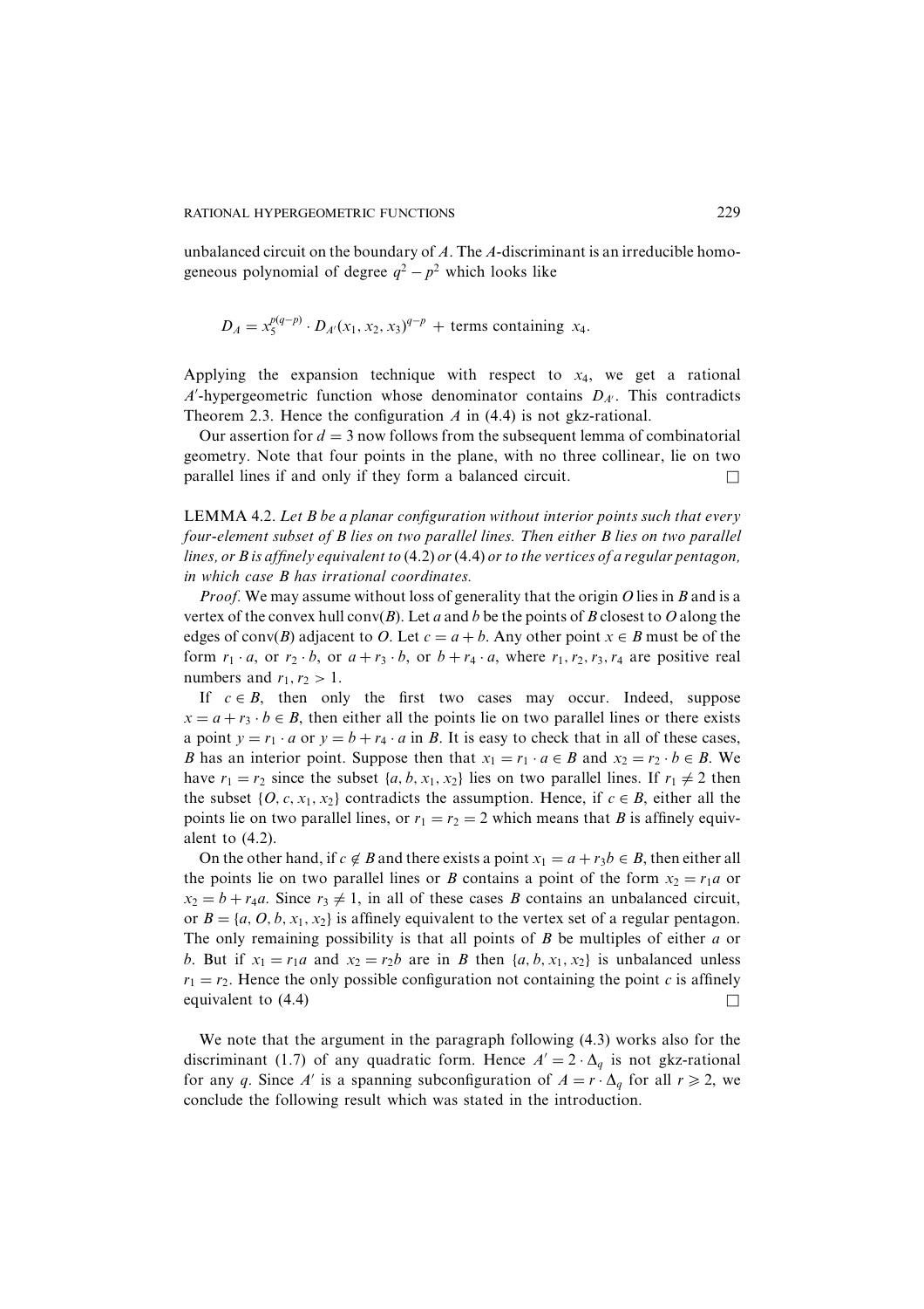unbalanced circuit on the boundary of $A$. The $A$-discriminant is an irreducible homogeneous polynomial of degree $q^2 - p^2$ which looks like

$$D_A = x_5^{p(q-p)} \cdot D_{A'}(x_1, x_2, x_3)^{q-p} + \text{ terms containing } x_4.$$

Applying the expansion technique with respect to $x_4$, we get a rational $A'$-hypergeometric function whose denominator contains $D_{A'}$. This contradicts Theorem 2.3. Hence the configuration $A$ in (4.4) is not gkz-rational.

Our assertion for $d = 3$ now follows from the subsequent lemma of combinatorial geometry. Note that four points in the plane, with no three collinear, lie on two parallel lines if and only if they form a balanced circuit. $\square$

LEMMA 4.2. *Let $B$ be a planar configuration without interior points such that every four-element subset of $B$ lies on two parallel lines. Then either $B$ lies on two parallel lines, or $B$ is affinely equivalent to* (4.2) *or* (4.4) *or to the vertices of a regular pentagon, in which case $B$ has irrational coordinates.*

*Proof.* We may assume without loss of generality that the origin $O$ lies in $B$ and is a vertex of the convex hull $\operatorname{conv}(B)$. Let $a$ and $b$ be the points of $B$ closest to $O$ along the edges of $\operatorname{conv}(B)$ adjacent to $O$. Let $c = a + b$. Any other point $x \in B$ must be of the form $r_1 \cdot a$, or $r_2 \cdot b$, or $a + r_3 \cdot b$, or $b + r_4 \cdot a$, where $r_1, r_2, r_3, r_4$ are positive real numbers and $r_1, r_2 > 1$.

If $c \in B$, then only the first two cases may occur. Indeed, suppose $x = a + r_3 \cdot b \in B$, then either all the points lie on two parallel lines or there exists a point $y = r_1 \cdot a$ or $y = b + r_4 \cdot a$ in $B$. It is easy to check that in all of these cases, $B$ has an interior point. Suppose then that $x_1 = r_1 \cdot a \in B$ and $x_2 = r_2 \cdot b \in B$. We have $r_1 = r_2$ since the subset $\{a, b, x_1, x_2\}$ lies on two parallel lines. If $r_1 \neq 2$ then the subset $\{O, c, x_1, x_2\}$ contradicts the assumption. Hence, if $c \in B$, either all the points lie on two parallel lines, or $r_1 = r_2 = 2$ which means that $B$ is affinely equivalent to (4.2).

On the other hand, if $c \notin B$ and there exists a point $x_1 = a + r_3 b \in B$, then either all the points lie on two parallel lines or $B$ contains a point of the form $x_2 = r_1 a$ or $x_2 = b + r_4 a$. Since $r_3 \neq 1$, in all of these cases $B$ contains an unbalanced circuit, or $B = \{a, O, b, x_1, x_2\}$ is affinely equivalent to the vertex set of a regular pentagon. The only remaining possibility is that all points of $B$ be multiples of either $a$ or $b$. But if $x_1 = r_1 a$ and $x_2 = r_2 b$ are in $B$ then $\{a, b, x_1, x_2\}$ is unbalanced unless $r_1 = r_2$. Hence the only possible configuration not containing the point $c$ is affinely equivalent to (4.4) $\square$

We note that the argument in the paragraph following (4.3) works also for the discriminant (1.7) of any quadratic form. Hence $A' = 2 \cdot \Delta_q$ is not gkz-rational for any $q$. Since $A'$ is a spanning subconfiguration of $A = r \cdot \Delta_q$ for all $r \geqslant 2$, we conclude the following result which was stated in the introduction.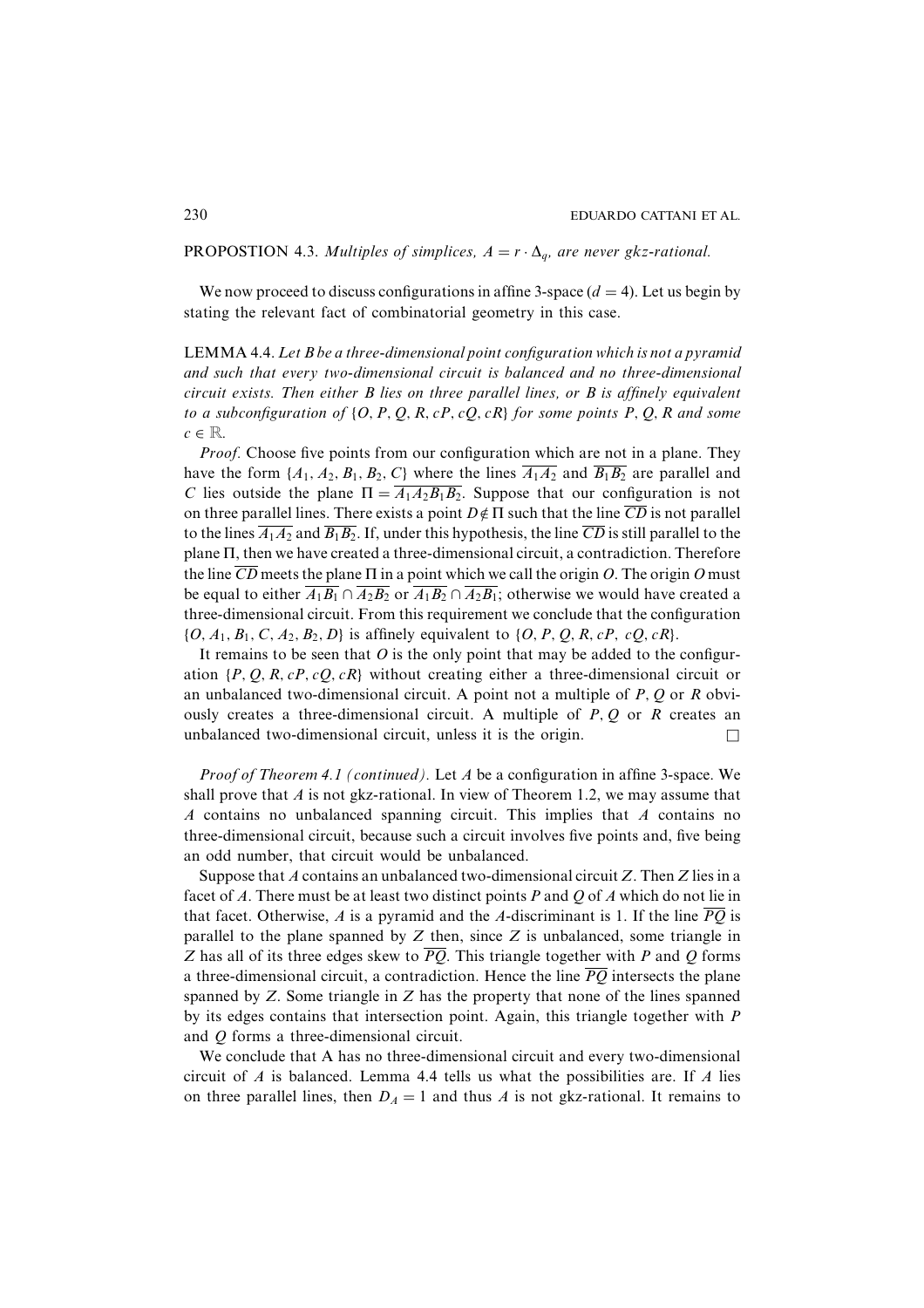**PROPOSTION 4.3.** *Multiples of simplices, $A = r \cdot \Delta_q$, are never gkz-rational.*

We now proceed to discuss configurations in affine 3-space ($d = 4$). Let us begin by stating the relevant fact of combinatorial geometry in this case.

**LEMMA 4.4.** *Let $B$ be a three-dimensional point configuration which is not a pyramid and such that every two-dimensional circuit is balanced and no three-dimensional circuit exists. Then either $B$ lies on three parallel lines, or $B$ is affinely equivalent to a subconfiguration of $\{O, P, Q, R, cP, cQ, cR\}$ for some points $P, Q, R$ and some $c \in \mathbb{R}$.*

*Proof.* Choose five points from our configuration which are not in a plane. They have the form $\{A_1, A_2, B_1, B_2, C\}$ where the lines $\overline{A_1A_2}$ and $\overline{B_1B_2}$ are parallel and $C$ lies outside the plane $\Pi = \overline{A_1A_2B_1B_2}$. Suppose that our configuration is not on three parallel lines. There exists a point $D \notin \Pi$ such that the line $\overline{CD}$ is not parallel to the lines $\overline{A_1A_2}$ and $\overline{B_1B_2}$. If, under this hypothesis, the line $\overline{CD}$ is still parallel to the plane $\Pi$, then we have created a three-dimensional circuit, a contradiction. Therefore the line $\overline{CD}$ meets the plane $\Pi$ in a point which we call the origin $O$. The origin $O$ must be equal to either $\overline{A_1B_1} \cap \overline{A_2B_2}$ or $\overline{A_1B_2} \cap \overline{A_2B_1}$; otherwise we would have created a three-dimensional circuit. From this requirement we conclude that the configuration $\{O, A_1, B_1, C, A_2, B_2, D\}$ is affinely equivalent to $\{O, P, Q, R, cP, cQ, cR\}$.

It remains to be seen that $O$ is the only point that may be added to the configuration $\{P, Q, R, cP, cQ, cR\}$ without creating either a three-dimensional circuit or an unbalanced two-dimensional circuit. A point not a multiple of $P, Q$ or $R$ obviously creates a three-dimensional circuit. A multiple of $P, Q$ or $R$ creates an unbalanced two-dimensional circuit, unless it is the origin. $\square$

*Proof of Theorem 4.1 (continued).* Let $A$ be a configuration in affine 3-space. We shall prove that $A$ is not gkz-rational. In view of Theorem 1.2, we may assume that $A$ contains no unbalanced spanning circuit. This implies that $A$ contains no three-dimensional circuit, because such a circuit involves five points and, five being an odd number, that circuit would be unbalanced.

Suppose that $A$ contains an unbalanced two-dimensional circuit $Z$. Then $Z$ lies in a facet of $A$. There must be at least two distinct points $P$ and $Q$ of $A$ which do not lie in that facet. Otherwise, $A$ is a pyramid and the $A$-discriminant is 1. If the line $\overline{PQ}$ is parallel to the plane spanned by $Z$ then, since $Z$ is unbalanced, some triangle in $Z$ has all of its three edges skew to $\overline{PQ}$. This triangle together with $P$ and $Q$ forms a three-dimensional circuit, a contradiction. Hence the line $\overline{PQ}$ intersects the plane spanned by $Z$. Some triangle in $Z$ has the property that none of the lines spanned by its edges contains that intersection point. Again, this triangle together with $P$ and $Q$ forms a three-dimensional circuit.

We conclude that A has no three-dimensional circuit and every two-dimensional circuit of $A$ is balanced. Lemma 4.4 tells us what the possibilities are. If $A$ lies on three parallel lines, then $D_A = 1$ and thus $A$ is not gkz-rational. It remains to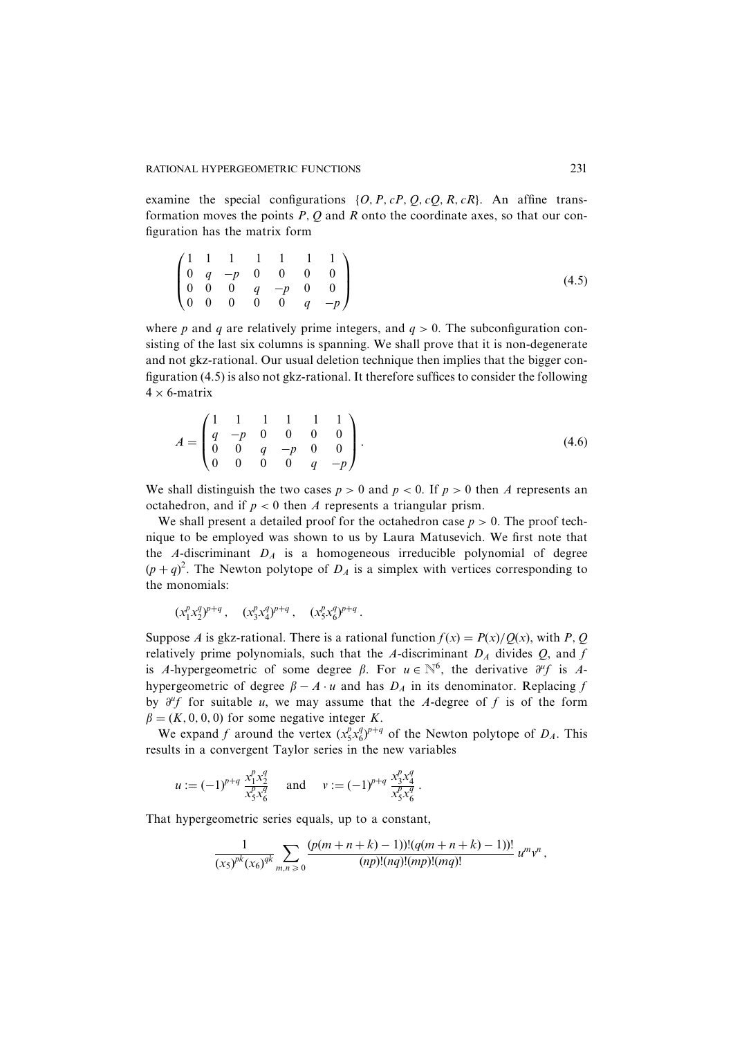examine the special configurations $\{O, P, cP, Q, cQ, R, cR\}$. An affine transformation moves the points $P$, $Q$ and $R$ onto the coordinate axes, so that our configuration has the matrix form

$$
\begin{pmatrix}
1 & 1 & 1 & 1 & 1 & 1 & 1 \\
0 & q & -p & 0 & 0 & 0 & 0 \\
0 & 0 & 0 & q & -p & 0 & 0 \\
0 & 0 & 0 & 0 & 0 & q & -p
\end{pmatrix}
\tag{4.5}
$$

where $p$ and $q$ are relatively prime integers, and $q > 0$. The subconfiguration consisting of the last six columns is spanning. We shall prove that it is non-degenerate and not gkz-rational. Our usual deletion technique then implies that the bigger configuration (4.5) is also not gkz-rational. It therefore suffices to consider the following $4 \times 6$-matrix

$$
A = \begin{pmatrix}
1 & 1 & 1 & 1 & 1 & 1 \\
q & -p & 0 & 0 & 0 & 0 \\
0 & 0 & q & -p & 0 & 0 \\
0 & 0 & 0 & 0 & q & -p
\end{pmatrix}.
\tag{4.6}
$$

We shall distinguish the two cases $p > 0$ and $p < 0$. If $p > 0$ then $A$ represents an octahedron, and if $p < 0$ then $A$ represents a triangular prism.

We shall present a detailed proof for the octahedron case $p > 0$. The proof technique to be employed was shown to us by Laura Matusevich. We first note that the $A$-discriminant $D_A$ is a homogeneous irreducible polynomial of degree $(p+q)^2$. The Newton polytope of $D_A$ is a simplex with vertices corresponding to the monomials:

$$
(x_1^p x_2^q)^{p+q}, \quad (x_3^p x_4^q)^{p+q}, \quad (x_5^p x_6^q)^{p+q}.
$$

Suppose $A$ is gkz-rational. There is a rational function $f(x) = P(x)/Q(x)$, with $P$, $Q$ relatively prime polynomials, such that the $A$-discriminant $D_A$ divides $Q$, and $f$ is $A$-hypergeometric of some degree $\beta$. For $u \in \mathbb{N}^6$, the derivative $\partial^u f$ is $A$-hypergeometric of degree $\beta - A \cdot u$ and has $D_A$ in its denominator. Replacing $f$ by $\partial^u f$ for suitable $u$, we may assume that the $A$-degree of $f$ is of the form $\beta = (K, 0, 0, 0)$ for some negative integer $K$.

We expand $f$ around the vertex $(x_5^p x_6^q)^{p+q}$ of the Newton polytope of $D_A$. This results in a convergent Taylor series in the new variables

$$
u := (-1)^{p+q} \frac{x_1^p x_2^q}{x_5^p x_6^q} \quad \text{and} \quad v := (-1)^{p+q} \frac{x_3^p x_4^q}{x_5^p x_6^q}.
$$

That hypergeometric series equals, up to a constant,

$$
\frac{1}{(x_5)^{pk}(x_6)^{qk}} \sum_{m,n \geqslant 0} \frac{(p(m+n+k)-1))!(q(m+n+k)-1))!}{(np)!(nq)!(mp)!(mq)!} u^m v^n,
$$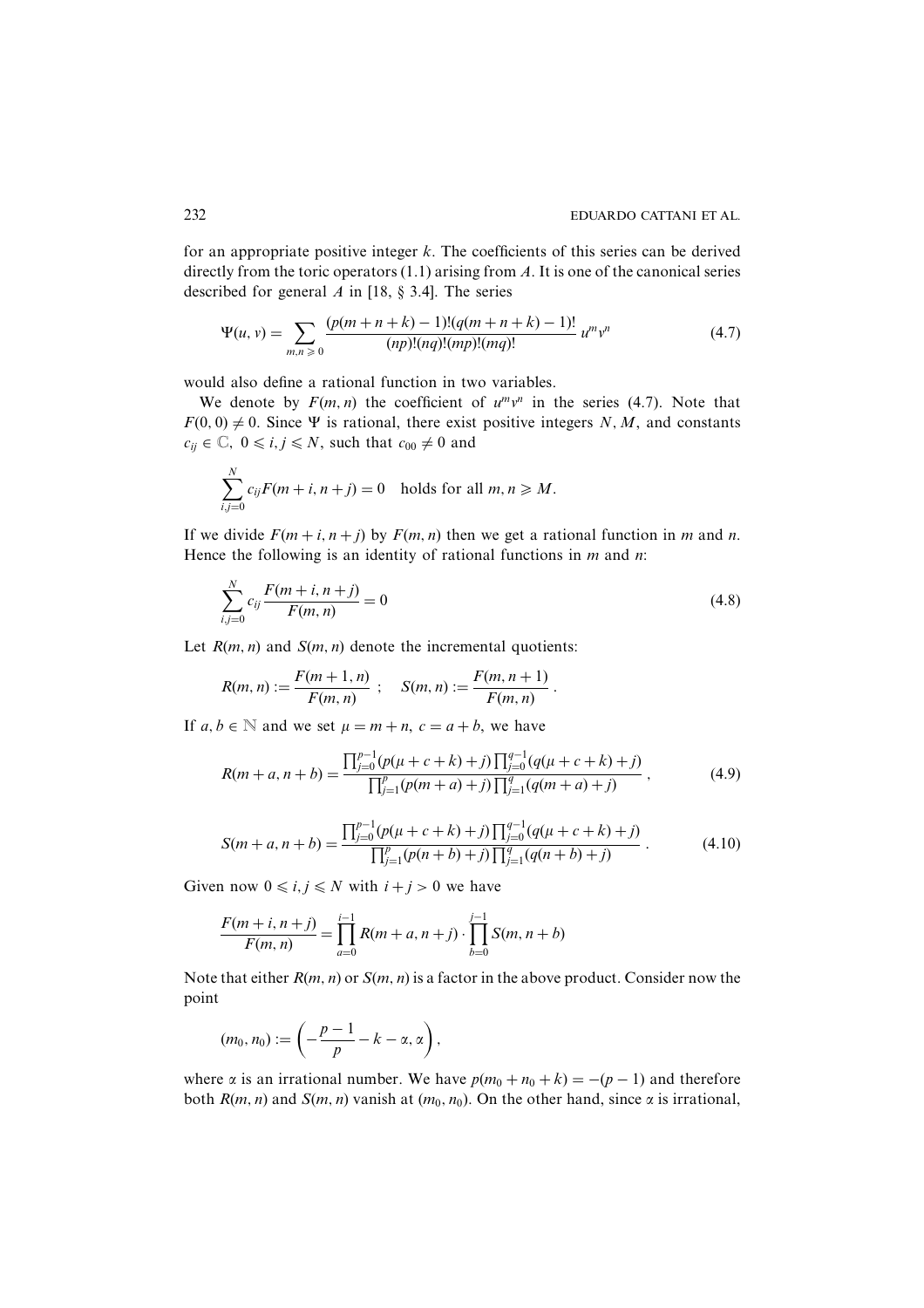for an appropriate positive integer $k$. The coefficients of this series can be derived directly from the toric operators (1.1) arising from $A$. It is one of the canonical series described for general $A$ in [18, § 3.4]. The series

$$\Psi(u, v) = \sum_{m,n \geqslant 0} \frac{(p(m+n+k)-1)!(q(m+n+k)-1)!}{(np)!(nq)!(mp)!(mq)!} u^m v^n \tag{4.7}$$

would also define a rational function in two variables.

We denote by $F(m, n)$ the coefficient of $u^m v^n$ in the series (4.7). Note that $F(0, 0) \neq 0$. Since $\Psi$ is rational, there exist positive integers $N, M$, and constants $c_{ij} \in \mathbb{C}$, $0 \leqslant i, j \leqslant N$, such that $c_{00} \neq 0$ and

$$\sum_{i,j=0}^{N} c_{ij} F(m+i, n+j) = 0 \quad \text{holds for all } m, n \geqslant M.$$

If we divide $F(m+i, n+j)$ by $F(m, n)$ then we get a rational function in $m$ and $n$. Hence the following is an identity of rational functions in $m$ and $n$:

$$\sum_{i,j=0}^{N} c_{ij} \frac{F(m+i, n+j)}{F(m, n)} = 0 \tag{4.8}$$

Let $R(m, n)$ and $S(m, n)$ denote the incremental quotients:

$$R(m, n) := \frac{F(m+1, n)}{F(m, n)} \ ; \quad S(m, n) := \frac{F(m, n+1)}{F(m, n)} \, .$$

If $a, b \in \mathbb{N}$ and we set $\mu = m + n$, $c = a + b$, we have

$$R(m+a, n+b) = \frac{\prod_{j=0}^{p-1}(p(\mu+c+k)+j)\prod_{j=0}^{q-1}(q(\mu+c+k)+j)}{\prod_{j=1}^{p}(p(m+a)+j)\prod_{j=1}^{q}(q(m+a)+j)} \, , \tag{4.9}$$

$$S(m+a, n+b) = \frac{\prod_{j=0}^{p-1}(p(\mu+c+k)+j)\prod_{j=0}^{q-1}(q(\mu+c+k)+j)}{\prod_{j=1}^{p}(p(n+b)+j)\prod_{j=1}^{q}(q(n+b)+j)} \, . \tag{4.10}$$

Given now $0 \leqslant i, j \leqslant N$ with $i + j > 0$ we have

$$\frac{F(m+i, n+j)}{F(m, n)} = \prod_{a=0}^{i-1} R(m+a, n+j) \cdot \prod_{b=0}^{j-1} S(m, n+b)$$

Note that either $R(m, n)$ or $S(m, n)$ is a factor in the above product. Consider now the point

$$(m_0, n_0) := \left(-\frac{p-1}{p} - k - \alpha, \alpha\right),$$

where $\alpha$ is an irrational number. We have $p(m_0 + n_0 + k) = -(p-1)$ and therefore both $R(m, n)$ and $S(m, n)$ vanish at $(m_0, n_0)$. On the other hand, since $\alpha$ is irrational,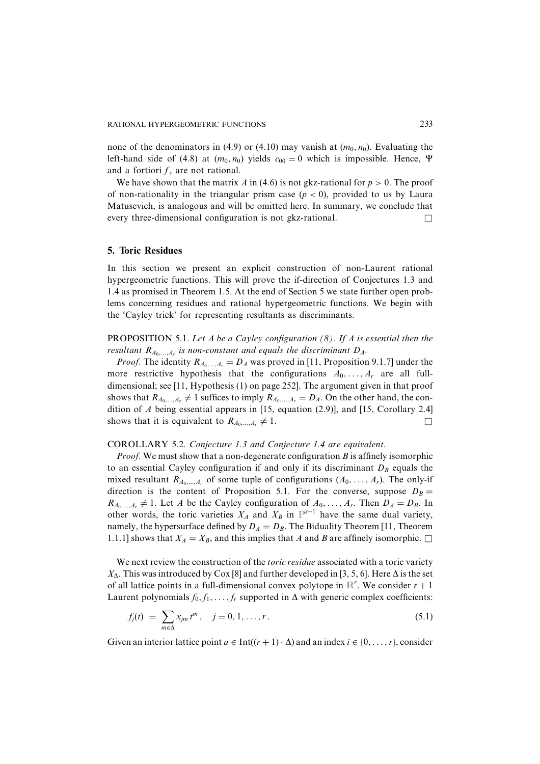none of the denominators in (4.9) or (4.10) may vanish at $(m_0, n_0)$. Evaluating the left-hand side of (4.8) at $(m_0, n_0)$ yields $c_{00} = 0$ which is impossible. Hence, $\Psi$ and a fortiori $f$, are not rational.

We have shown that the matrix $A$ in (4.6) is not gkz-rational for $p > 0$. The proof of non-rationality in the triangular prism case ($p < 0$), provided to us by Laura Matusevich, is analogous and will be omitted here. In summary, we conclude that every three-dimensional configuration is not gkz-rational. $\square$

## 5. Toric Residues

In this section we present an explicit construction of non-Laurent rational hypergeometric functions. This will prove the if-direction of Conjectures 1.3 and 1.4 as promised in Theorem 1.5. At the end of Section 5 we state further open problems concerning residues and rational hypergeometric functions. We begin with the 'Cayley trick' for representing resultants as discriminants.

PROPOSITION 5.1. *Let $A$ be a Cayley configuration (8). If $A$ is essential then the resultant $R_{A_0,\ldots,A_r}$ is non-constant and equals the discriminant $D_A$.*

*Proof.* The identity $R_{A_0,\ldots,A_r} = D_A$ was proved in [11, Proposition 9.1.7] under the more restrictive hypothesis that the configurations $A_0, \ldots, A_r$ are all full-dimensional; see [11, Hypothesis (1) on page 252]. The argument given in that proof shows that $R_{A_0,\ldots,A_r} \neq 1$ suffices to imply $R_{A_0,\ldots,A_r} = D_A$. On the other hand, the condition of $A$ being essential appears in [15, equation (2.9)], and [15, Corollary 2.4] shows that it is equivalent to $R_{A_0,\ldots,A_r} \neq 1$. $\square$

COROLLARY 5.2. *Conjecture 1.3 and Conjecture 1.4 are equivalent.*

*Proof.* We must show that a non-degenerate configuration $B$ is affinely isomorphic to an essential Cayley configuration if and only if its discriminant $D_B$ equals the mixed resultant $R_{A_0,\ldots,A_r}$ of some tuple of configurations $(A_0, \ldots, A_r)$. The only-if direction is the content of Proposition 5.1. For the converse, suppose $D_B = R_{A_0,\ldots,A_r} \neq 1$. Let $A$ be the Cayley configuration of $A_0, \ldots, A_r$. Then $D_A = D_B$. In other words, the toric varieties $X_A$ and $X_B$ in $\mathbb{P}^{s-1}$ have the same dual variety, namely, the hypersurface defined by $D_A = D_B$. The Biduality Theorem [11, Theorem 1.1.1] shows that $X_A = X_B$, and this implies that $A$ and $B$ are affinely isomorphic. $\square$

We next review the construction of the *toric residue* associated with a toric variety $X_\Delta$. This was introduced by Cox [8] and further developed in [3, 5, 6]. Here $\Delta$ is the set of all lattice points in a full-dimensional convex polytope in $\mathbb{R}^r$. We consider $r + 1$ Laurent polynomials $f_0, f_1, \ldots, f_r$ supported in $\Delta$ with generic complex coefficients:

$$f_j(t) \;=\; \sum_{m \in \Delta} x_{jm}\, t^m\,, \quad j = 0, 1, \ldots, r\,. \tag{5.1}$$

Given an interior lattice point $a \in \mathrm{Int}((r+1)\cdot\Delta)$ and an index $i \in \{0, \ldots, r\}$, consider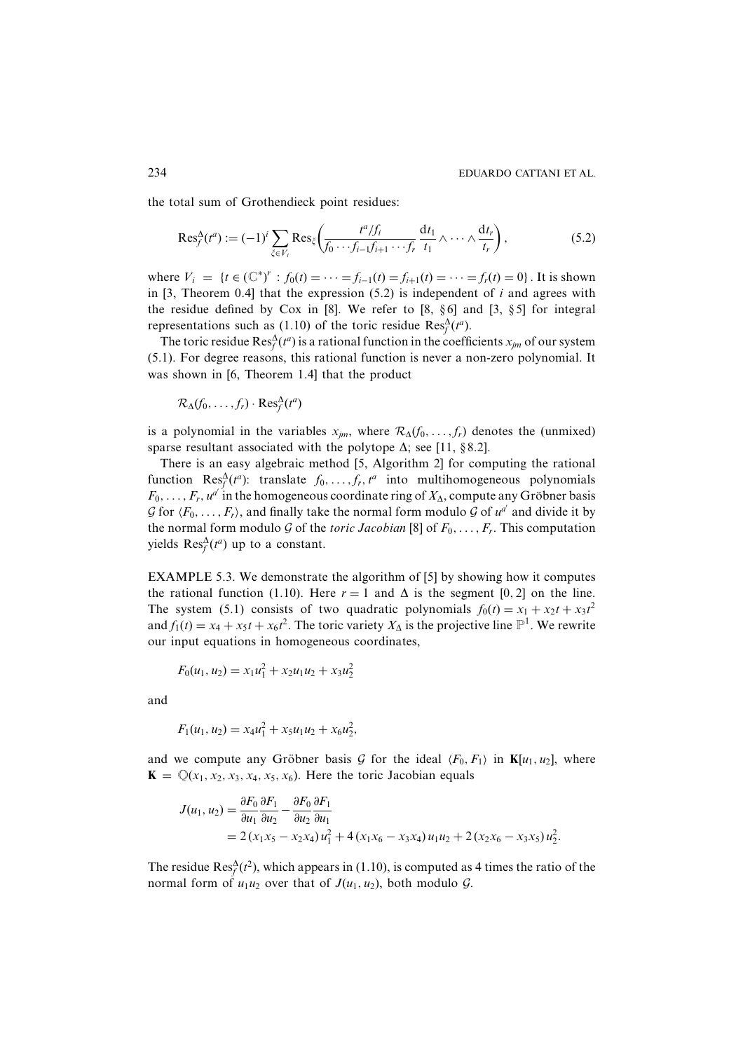the total sum of Grothendieck point residues:

$$\operatorname{Res}_f^{\Delta}(t^a) := (-1)^i \sum_{\xi \in V_i} \operatorname{Res}_\xi \left( \frac{t^a/f_i}{f_0 \cdots f_{i-1} f_{i+1} \cdots f_r} \frac{\mathrm{d}t_1}{t_1} \wedge \cdots \wedge \frac{\mathrm{d}t_r}{t_r} \right), \tag{5.2}$$

where $V_i = \{t \in (\mathbb{C}^*)^r : f_0(t) = \cdots = f_{i-1}(t) = f_{i+1}(t) = \cdots = f_r(t) = 0\}$. It is shown in [3, Theorem 0.4] that the expression (5.2) is independent of $i$ and agrees with the residue defined by Cox in [8]. We refer to [8, §6] and [3, §5] for integral representations such as (1.10) of the toric residue $\operatorname{Res}_f^{\Delta}(t^a)$.

The toric residue $\operatorname{Res}_f^{\Delta}(t^a)$ is a rational function in the coefficients $x_{jm}$ of our system (5.1). For degree reasons, this rational function is never a non-zero polynomial. It was shown in [6, Theorem 1.4] that the product

$$\mathcal{R}_{\Delta}(f_0, \ldots, f_r) \cdot \operatorname{Res}_f^{\Delta}(t^a)$$

is a polynomial in the variables $x_{jm}$, where $\mathcal{R}_{\Delta}(f_0, \ldots, f_r)$ denotes the (unmixed) sparse resultant associated with the polytope $\Delta$; see [11, §8.2].

There is an easy algebraic method [5, Algorithm 2] for computing the rational function $\operatorname{Res}_f^{\Delta}(t^a)$: translate $f_0, \ldots, f_r, t^a$ into multihomogeneous polynomials $F_0, \ldots, F_r, u^{a'}$ in the homogeneous coordinate ring of $X_{\Delta}$, compute any Gröbner basis $\mathcal{G}$ for $\langle F_0, \ldots, F_r \rangle$, and finally take the normal form modulo $\mathcal{G}$ of $u^{a'}$ and divide it by the normal form modulo $\mathcal{G}$ of the *toric Jacobian* [8] of $F_0, \ldots, F_r$. This computation yields $\operatorname{Res}_f^{\Delta}(t^a)$ up to a constant.

EXAMPLE 5.3. We demonstrate the algorithm of [5] by showing how it computes the rational function (1.10). Here $r = 1$ and $\Delta$ is the segment $[0, 2]$ on the line. The system (5.1) consists of two quadratic polynomials $f_0(t) = x_1 + x_2 t + x_3 t^2$ and $f_1(t) = x_4 + x_5 t + x_6 t^2$. The toric variety $X_{\Delta}$ is the projective line $\mathbb{P}^1$. We rewrite our input equations in homogeneous coordinates,

$$F_0(u_1, u_2) = x_1 u_1^2 + x_2 u_1 u_2 + x_3 u_2^2$$

and

$$F_1(u_1, u_2) = x_4 u_1^2 + x_5 u_1 u_2 + x_6 u_2^2,$$

and we compute any Gröbner basis $\mathcal{G}$ for the ideal $\langle F_0, F_1 \rangle$ in $\mathbf{K}[u_1, u_2]$, where $\mathbf{K} = \mathbb{Q}(x_1, x_2, x_3, x_4, x_5, x_6)$. Here the toric Jacobian equals

$$\begin{aligned} J(u_1, u_2) &= \frac{\partial F_0}{\partial u_1} \frac{\partial F_1}{\partial u_2} - \frac{\partial F_0}{\partial u_2} \frac{\partial F_1}{\partial u_1} \\ &= 2\,(x_1 x_5 - x_2 x_4)\, u_1^2 + 4\,(x_1 x_6 - x_3 x_4)\, u_1 u_2 + 2\,(x_2 x_6 - x_3 x_5)\, u_2^2. \end{aligned}$$

The residue $\operatorname{Res}_f^{\Delta}(t^2)$, which appears in (1.10), is computed as 4 times the ratio of the normal form of $u_1 u_2$ over that of $J(u_1, u_2)$, both modulo $\mathcal{G}$.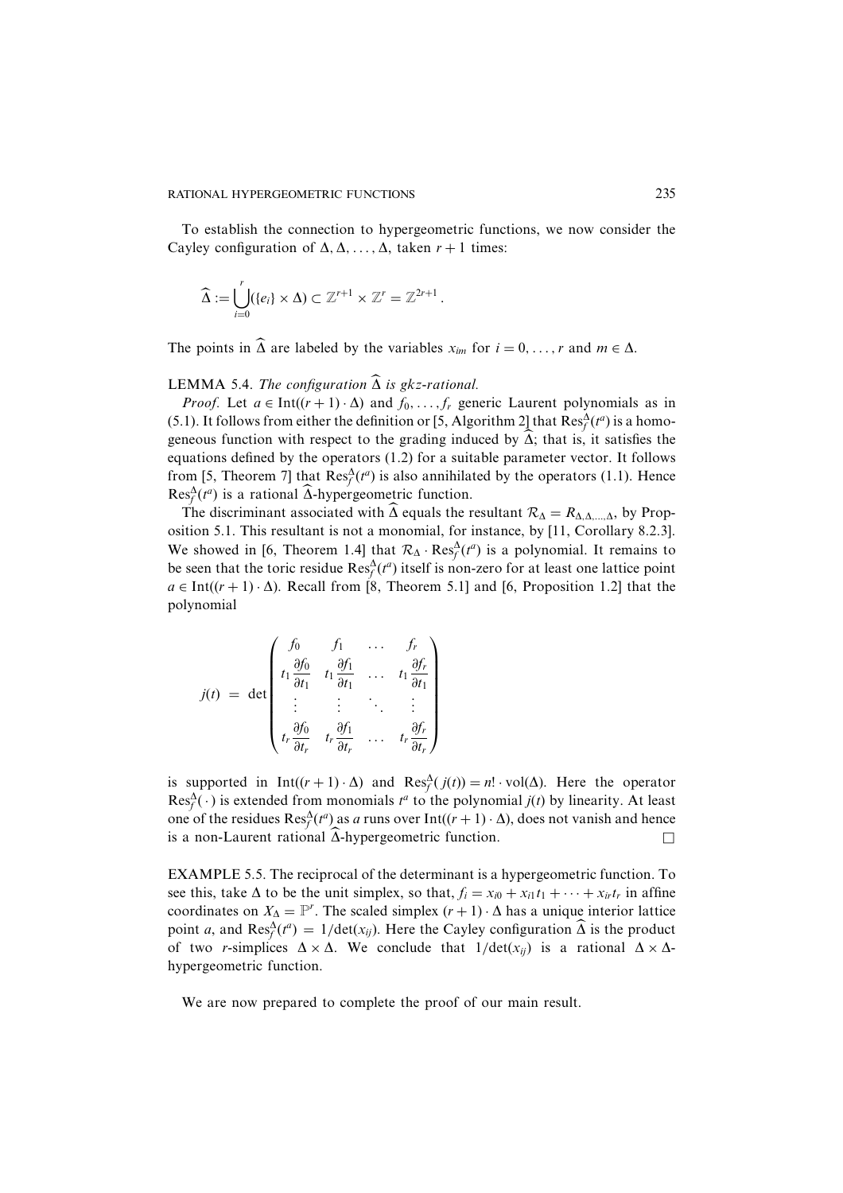To establish the connection to hypergeometric functions, we now consider the Cayley configuration of $\Delta, \Delta, \ldots, \Delta$, taken $r+1$ times:

$$\widehat{\Delta} := \bigcup_{i=0}^{r} (\{e_i\} \times \Delta) \subset \mathbb{Z}^{r+1} \times \mathbb{Z}^r = \mathbb{Z}^{2r+1}.$$

The points in $\widehat{\Delta}$ are labeled by the variables $x_{im}$ for $i = 0, \ldots, r$ and $m \in \Delta$.

LEMMA 5.4. *The configuration* $\widehat{\Delta}$ *is gkz-rational.*

*Proof.* Let $a \in \operatorname{Int}((r+1) \cdot \Delta)$ and $f_0, \ldots, f_r$ generic Laurent polynomials as in (5.1). It follows from either the definition or [5, Algorithm 2] that $\operatorname{Res}_f^\Delta(t^a)$ is a homogeneous function with respect to the grading induced by $\widehat{\Delta}$; that is, it satisfies the equations defined by the operators (1.2) for a suitable parameter vector. It follows from [5, Theorem 7] that $\operatorname{Res}_f^\Delta(t^a)$ is also annihilated by the operators (1.1). Hence $\operatorname{Res}_f^\Delta(t^a)$ is a rational $\widehat{\Delta}$-hypergeometric function.

The discriminant associated with $\widehat{\Delta}$ equals the resultant $\mathcal{R}_\Delta = R_{\Delta,\Delta,\ldots,\Delta}$, by Proposition 5.1. This resultant is not a monomial, for instance, by [11, Corollary 8.2.3]. We showed in [6, Theorem 1.4] that $\mathcal{R}_\Delta \cdot \operatorname{Res}_f^\Delta(t^a)$ is a polynomial. It remains to be seen that the toric residue $\operatorname{Res}_f^\Delta(t^a)$ itself is non-zero for at least one lattice point $a \in \operatorname{Int}((r+1) \cdot \Delta)$. Recall from [8, Theorem 5.1] and [6, Proposition 1.2] that the polynomial

$$j(t) \;=\; \det \begin{pmatrix} f_0 & f_1 & \ldots & f_r \\ t_1 \dfrac{\partial f_0}{\partial t_1} & t_1 \dfrac{\partial f_1}{\partial t_1} & \ldots & t_1 \dfrac{\partial f_r}{\partial t_1} \\ \vdots & \vdots & \ddots & \vdots \\ t_r \dfrac{\partial f_0}{\partial t_r} & t_r \dfrac{\partial f_1}{\partial t_r} & \ldots & t_r \dfrac{\partial f_r}{\partial t_r} \end{pmatrix}$$

is supported in $\operatorname{Int}((r+1) \cdot \Delta)$ and $\operatorname{Res}_f^\Delta(j(t)) = n! \cdot \operatorname{vol}(\Delta)$. Here the operator $\operatorname{Res}_f^\Delta(\cdot)$ is extended from monomials $t^a$ to the polynomial $j(t)$ by linearity. At least one of the residues $\operatorname{Res}_f^\Delta(t^a)$ as $a$ runs over $\operatorname{Int}((r+1) \cdot \Delta)$, does not vanish and hence is a non-Laurent rational $\widehat{\Delta}$-hypergeometric function. $\square$

EXAMPLE 5.5. The reciprocal of the determinant is a hypergeometric function. To see this, take $\Delta$ to be the unit simplex, so that, $f_i = x_{i0} + x_{i1}t_1 + \cdots + x_{ir}t_r$ in affine coordinates on $X_\Delta = \mathbb{P}^r$. The scaled simplex $(r+1) \cdot \Delta$ has a unique interior lattice point $a$, and $\operatorname{Res}_f^\Delta(t^a) = 1/\det(x_{ij})$. Here the Cayley configuration $\widehat{\Delta}$ is the product of two $r$-simplices $\Delta \times \Delta$. We conclude that $1/\det(x_{ij})$ is a rational $\Delta \times \Delta$-hypergeometric function.

We are now prepared to complete the proof of our main result.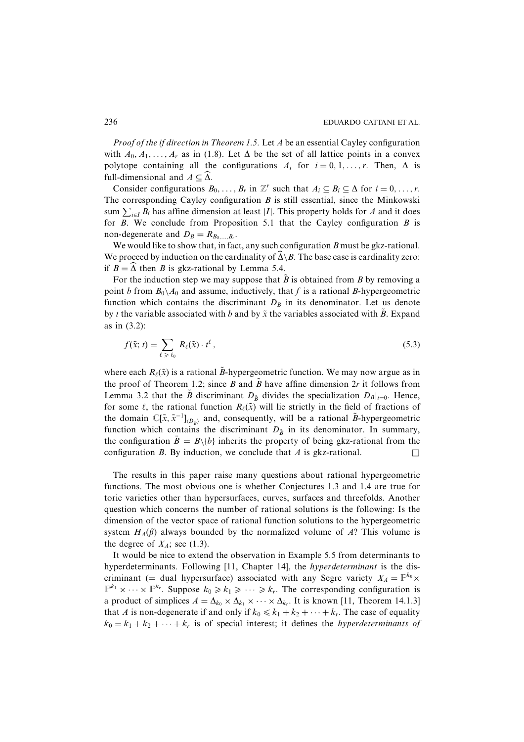*Proof of the if direction in Theorem 1.5.* Let $A$ be an essential Cayley configuration with $A_0, A_1, \ldots, A_r$ as in (1.8). Let $\Delta$ be the set of all lattice points in a convex polytope containing all the configurations $A_i$ for $i = 0, 1, \ldots, r$. Then, $\Delta$ is full-dimensional and $A \subseteq \widehat{\Delta}$.

Consider configurations $B_0, \ldots, B_r$ in $\mathbb{Z}^r$ such that $A_i \subseteq B_i \subseteq \Delta$ for $i = 0, \ldots, r$. The corresponding Cayley configuration $B$ is still essential, since the Minkowski sum $\sum_{i \in I} B_i$ has affine dimension at least $|I|$. This property holds for $A$ and it does for $B$. We conclude from Proposition 5.1 that the Cayley configuration $B$ is non-degenerate and $D_B = R_{B_0, \ldots, B_r}$.

We would like to show that, in fact, any such configuration $B$ must be gkz-rational. We proceed by induction on the cardinality of $\widehat{\Delta} \backslash B$. The base case is cardinality zero: if $B = \widehat{\Delta}$ then $B$ is gkz-rational by Lemma 5.4.

For the induction step we may suppose that $\tilde{B}$ is obtained from $B$ by removing a point $b$ from $B_0 \backslash A_0$ and assume, inductively, that $f$ is a rational $B$-hypergeometric function which contains the discriminant $D_B$ in its denominator. Let us denote by $t$ the variable associated with $b$ and by $\tilde{x}$ the variables associated with $\tilde{B}$. Expand as in (3.2):

$$f(\tilde{x}; t) = \sum_{\ell \geqslant \ell_0} R_\ell(\tilde{x}) \cdot t^\ell, \tag{5.3}$$

where each $R_\ell(\tilde{x})$ is a rational $\tilde{B}$-hypergeometric function. We may now argue as in the proof of Theorem 1.2; since $B$ and $\tilde{B}$ have affine dimension $2r$ it follows from Lemma 3.2 that the $\tilde{B}$ discriminant $D_{\tilde{B}}$ divides the specialization $D_B|_{t=0}$. Hence, for some $\ell$, the rational function $R_\ell(\tilde{x})$ will lie strictly in the field of fractions of the domain $\mathbb{C}[\tilde{x}, \tilde{x}^{-1}]_{\langle D_{\tilde{B}} \rangle}$ and, consequently, will be a rational $\tilde{B}$-hypergeometric function which contains the discriminant $D_{\tilde{B}}$ in its denominator. In summary, the configuration $\tilde{B} = B \backslash \{b\}$ inherits the property of being gkz-rational from the configuration $B$. By induction, we conclude that $A$ is gkz-rational. $\square$

The results in this paper raise many questions about rational hypergeometric functions. The most obvious one is whether Conjectures 1.3 and 1.4 are true for toric varieties other than hypersurfaces, curves, surfaces and threefolds. Another question which concerns the number of rational solutions is the following: Is the dimension of the vector space of rational function solutions to the hypergeometric system $H_A(\beta)$ always bounded by the normalized volume of $A$? This volume is the degree of $X_A$; see (1.3).

It would be nice to extend the observation in Example 5.5 from determinants to hyperdeterminants. Following [11, Chapter 14], the *hyperdeterminant* is the discriminant (= dual hypersurface) associated with any Segre variety $X_A = \mathbb{P}^{k_0} \times \mathbb{P}^{k_1} \times \cdots \times \mathbb{P}^{k_r}$. Suppose $k_0 \geqslant k_1 \geqslant \cdots \geqslant k_r$. The corresponding configuration is a product of simplices $A = \Delta_{k_0} \times \Delta_{k_1} \times \cdots \times \Delta_{k_r}$. It is known [11, Theorem 14.1.3] that $A$ is non-degenerate if and only if $k_0 \leqslant k_1 + k_2 + \cdots + k_r$. The case of equality $k_0 = k_1 + k_2 + \cdots + k_r$ is of special interest; it defines the *hyperdeterminants of*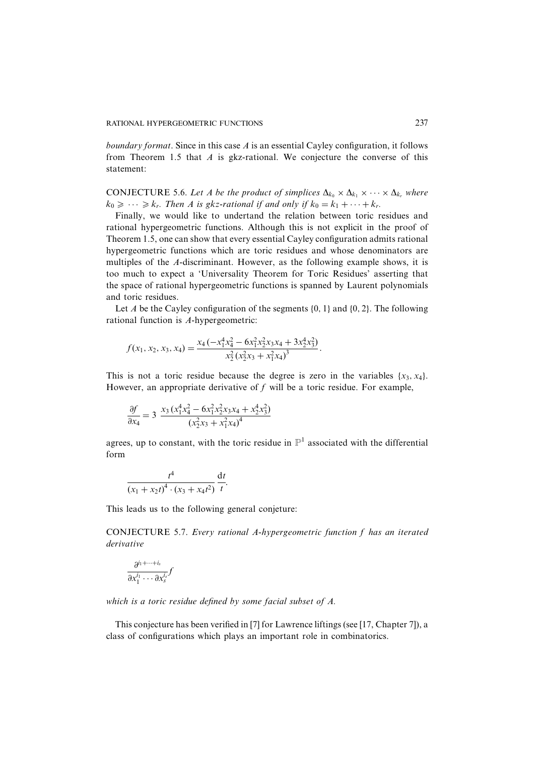*boundary format*. Since in this case $A$ is an essential Cayley configuration, it follows from Theorem 1.5 that $A$ is gkz-rational. We conjecture the converse of this statement:

CONJECTURE 5.6. *Let $A$ be the product of simplices $\Delta_{k_0} \times \Delta_{k_1} \times \cdots \times \Delta_{k_r}$ where $k_0 \geqslant \cdots \geqslant k_r$. Then $A$ is gkz-rational if and only if $k_0 = k_1 + \cdots + k_r$.*

Finally, we would like to undertand the relation between toric residues and rational hypergeometric functions. Although this is not explicit in the proof of Theorem 1.5, one can show that every essential Cayley configuration admits rational hypergeometric functions which are toric residues and whose denominators are multiples of the $A$-discriminant. However, as the following example shows, it is too much to expect a 'Universality Theorem for Toric Residues' asserting that the space of rational hypergeometric functions is spanned by Laurent polynomials and toric residues.

Let $A$ be the Cayley configuration of the segments $\{0, 1\}$ and $\{0, 2\}$. The following rational function is $A$-hypergeometric:

$$f(x_1, x_2, x_3, x_4) = \frac{x_4\,(-x_1^4 x_4^2 - 6x_1^2 x_2^2 x_3 x_4 + 3x_2^4 x_3^2)}{x_2^2\,(x_2^2 x_3 + x_1^2 x_4)^3}.$$

This is not a toric residue because the degree is zero in the variables $\{x_3, x_4\}$. However, an appropriate derivative of $f$ will be a toric residue. For example,

$$\frac{\partial f}{\partial x_4} = 3\;\frac{x_3\,(x_1^4 x_4^2 - 6x_1^2 x_2^2 x_3 x_4 + x_2^4 x_3^2)}{(x_2^2 x_3 + x_1^2 x_4)^4}$$

agrees, up to constant, with the toric residue in $\mathbb{P}^1$ associated with the differential form

$$\frac{t^4}{(x_1 + x_2 t)^4 \cdot (x_3 + x_4 t^2)}\,\frac{\mathrm{d}t}{t}.$$

This leads us to the following general conjeture:

CONJECTURE 5.7. *Every rational $A$-hypergeometric function $f$ has an iterated derivative*

$$\frac{\partial^{i_1 + \cdots + i_s}}{\partial x_1^{i_1} \cdots \partial x_s^{i_s}} f$$

*which is a toric residue defined by some facial subset of $A$.*

This conjecture has been verified in [7] for Lawrence liftings (see [17, Chapter 7]), a class of configurations which plays an important role in combinatorics.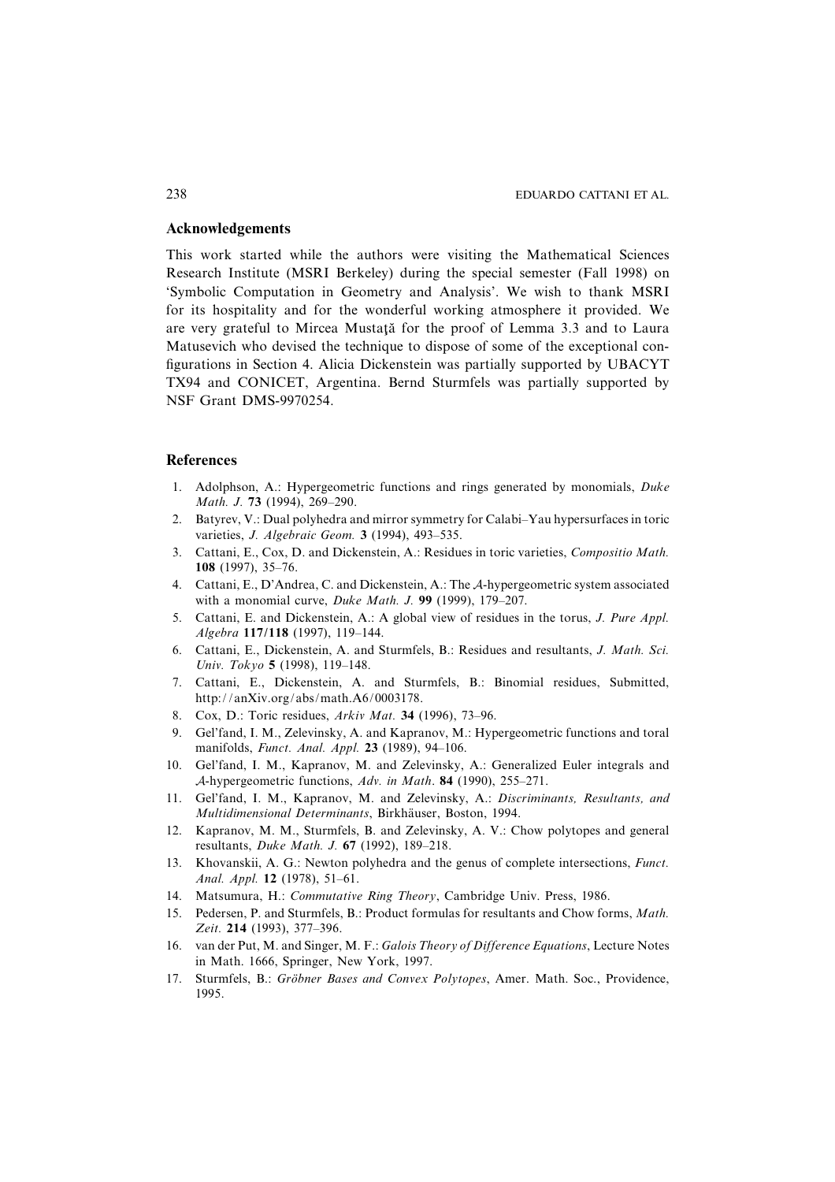## Acknowledgements

This work started while the authors were visiting the Mathematical Sciences Research Institute (MSRI Berkeley) during the special semester (Fall 1998) on 'Symbolic Computation in Geometry and Analysis'. We wish to thank MSRI for its hospitality and for the wonderful working atmosphere it provided. We are very grateful to Mircea Mustaţă for the proof of Lemma 3.3 and to Laura Matusevich who devised the technique to dispose of some of the exceptional configurations in Section 4. Alicia Dickenstein was partially supported by UBACYT TX94 and CONICET, Argentina. Bernd Sturmfels was partially supported by NSF Grant DMS-9970254.

## References

1. Adolphson, A.: Hypergeometric functions and rings generated by monomials, *Duke Math. J.* **73** (1994), 269–290.
2. Batyrev, V.: Dual polyhedra and mirror symmetry for Calabi–Yau hypersurfaces in toric varieties, *J. Algebraic Geom.* **3** (1994), 493–535.
3. Cattani, E., Cox, D. and Dickenstein, A.: Residues in toric varieties, *Compositio Math.* **108** (1997), 35–76.
4. Cattani, E., D'Andrea, C. and Dickenstein, A.: The $\mathcal{A}$-hypergeometric system associated with a monomial curve, *Duke Math. J.* **99** (1999), 179–207.
5. Cattani, E. and Dickenstein, A.: A global view of residues in the torus, *J. Pure Appl. Algebra* **117/118** (1997), 119–144.
6. Cattani, E., Dickenstein, A. and Sturmfels, B.: Residues and resultants, *J. Math. Sci. Univ. Tokyo* **5** (1998), 119–148.
7. Cattani, E., Dickenstein, A. and Sturmfels, B.: Binomial residues, Submitted, http://anXiv.org/abs/math.A6/0003178.
8. Cox, D.: Toric residues, *Arkiv Mat.* **34** (1996), 73–96.
9. Gel'fand, I. M., Zelevinsky, A. and Kapranov, M.: Hypergeometric functions and toral manifolds, *Funct. Anal. Appl.* **23** (1989), 94–106.
10. Gel'fand, I. M., Kapranov, M. and Zelevinsky, A.: Generalized Euler integrals and $\mathcal{A}$-hypergeometric functions, *Adv. in Math*. **84** (1990), 255–271.
11. Gel'fand, I. M., Kapranov, M. and Zelevinsky, A.: *Discriminants, Resultants, and Multidimensional Determinants*, Birkhäuser, Boston, 1994.
12. Kapranov, M. M., Sturmfels, B. and Zelevinsky, A. V.: Chow polytopes and general resultants, *Duke Math. J.* **67** (1992), 189–218.
13. Khovanskii, A. G.: Newton polyhedra and the genus of complete intersections, *Funct. Anal. Appl.* **12** (1978), 51–61.
14. Matsumura, H.: *Commutative Ring Theory*, Cambridge Univ. Press, 1986.
15. Pedersen, P. and Sturmfels, B.: Product formulas for resultants and Chow forms, *Math. Zeit.* **214** (1993), 377–396.
16. van der Put, M. and Singer, M. F.: *Galois Theory of Difference Equations*, Lecture Notes in Math. 1666, Springer, New York, 1997.
17. Sturmfels, B.: *Gröbner Bases and Convex Polytopes*, Amer. Math. Soc., Providence, 1995.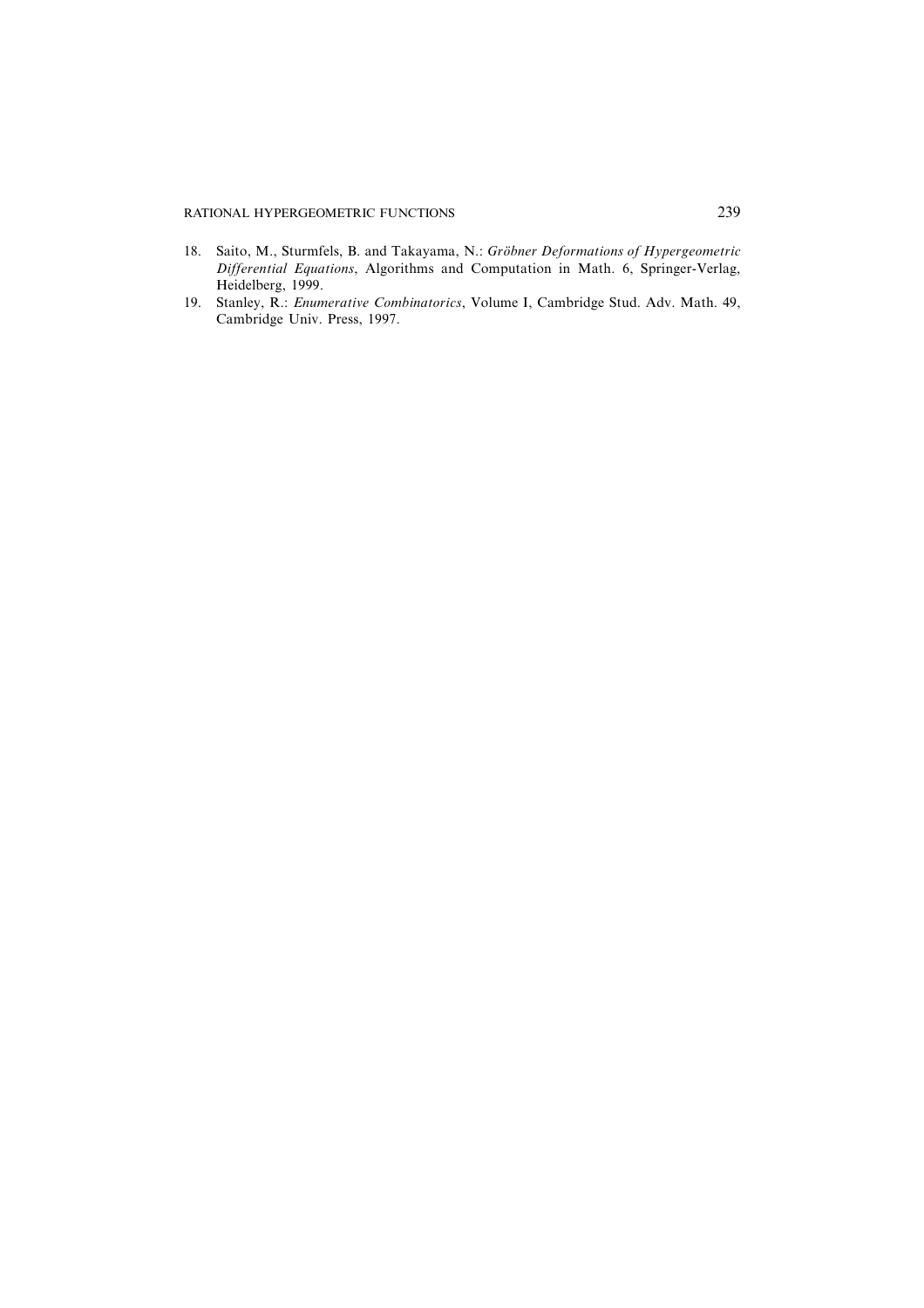18. Saito, M., Sturmfels, B. and Takayama, N.: *Gröbner Deformations of Hypergeometric Differential Equations*, Algorithms and Computation in Math. 6, Springer-Verlag, Heidelberg, 1999.
19. Stanley, R.: *Enumerative Combinatorics*, Volume I, Cambridge Stud. Adv. Math. 49, Cambridge Univ. Press, 1997.